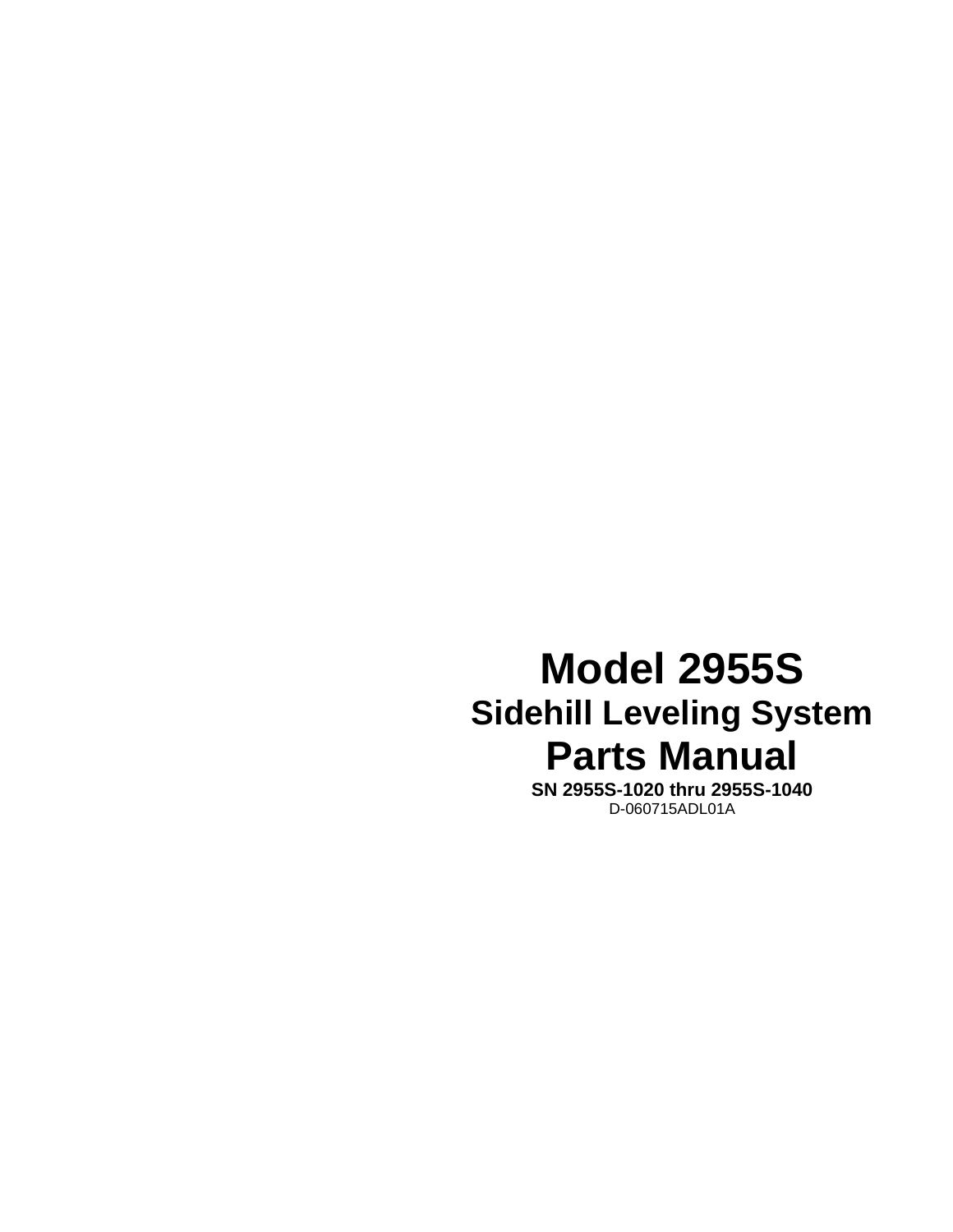# Model 2955S

## Sidehill Leveling System

# Parts Manual

**SN 2955S-1020 thru 2955S-1040**

D-060715ADL01A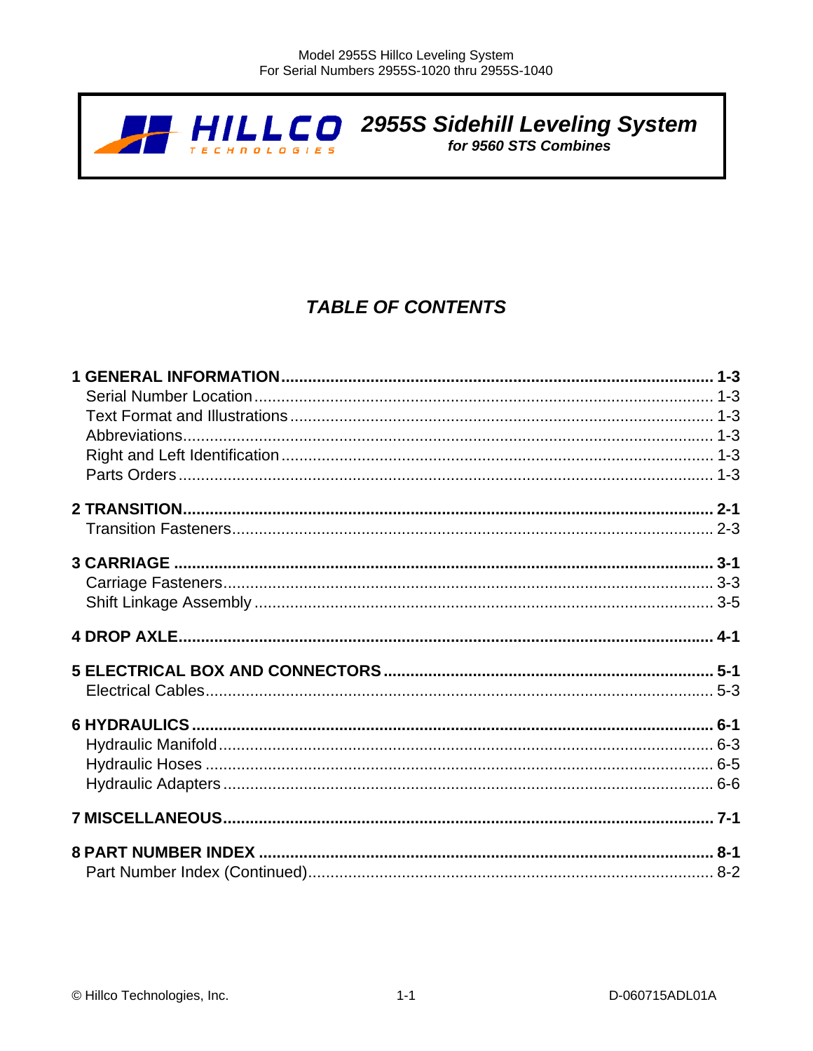**HILLCO** TECHNOLOGIES

# 2955S Sidehill Leveling System

***for 9560 STS Combines***

## TABLE OF CONTENTS

**1 GENERAL INFORMATION ........................................................ 1-3**
- Serial Number Location ........................................................ 1-3
- Text Format and Illustrations ........................................................ 1-3
- Abbreviations ........................................................ 1-3
- Right and Left Identification ........................................................ 1-3
- Parts Orders ........................................................ 1-3

**2 TRANSITION ........................................................ 2-1**
- Transition Fasteners ........................................................ 2-3

**3 CARRIAGE ........................................................ 3-1**
- Carriage Fasteners ........................................................ 3-3
- Shift Linkage Assembly ........................................................ 3-5

**4 DROP AXLE ........................................................ 4-1**

**5 ELECTRICAL BOX AND CONNECTORS ........................................................ 5-1**
- Electrical Cables ........................................................ 5-3

**6 HYDRAULICS ........................................................ 6-1**
- Hydraulic Manifold ........................................................ 6-3
- Hydraulic Hoses ........................................................ 6-5
- Hydraulic Adapters ........................................................ 6-6

**7 MISCELLANEOUS ........................................................ 7-1**

**8 PART NUMBER INDEX ........................................................ 8-1**
- Part Number Index (Continued) ........................................................ 8-2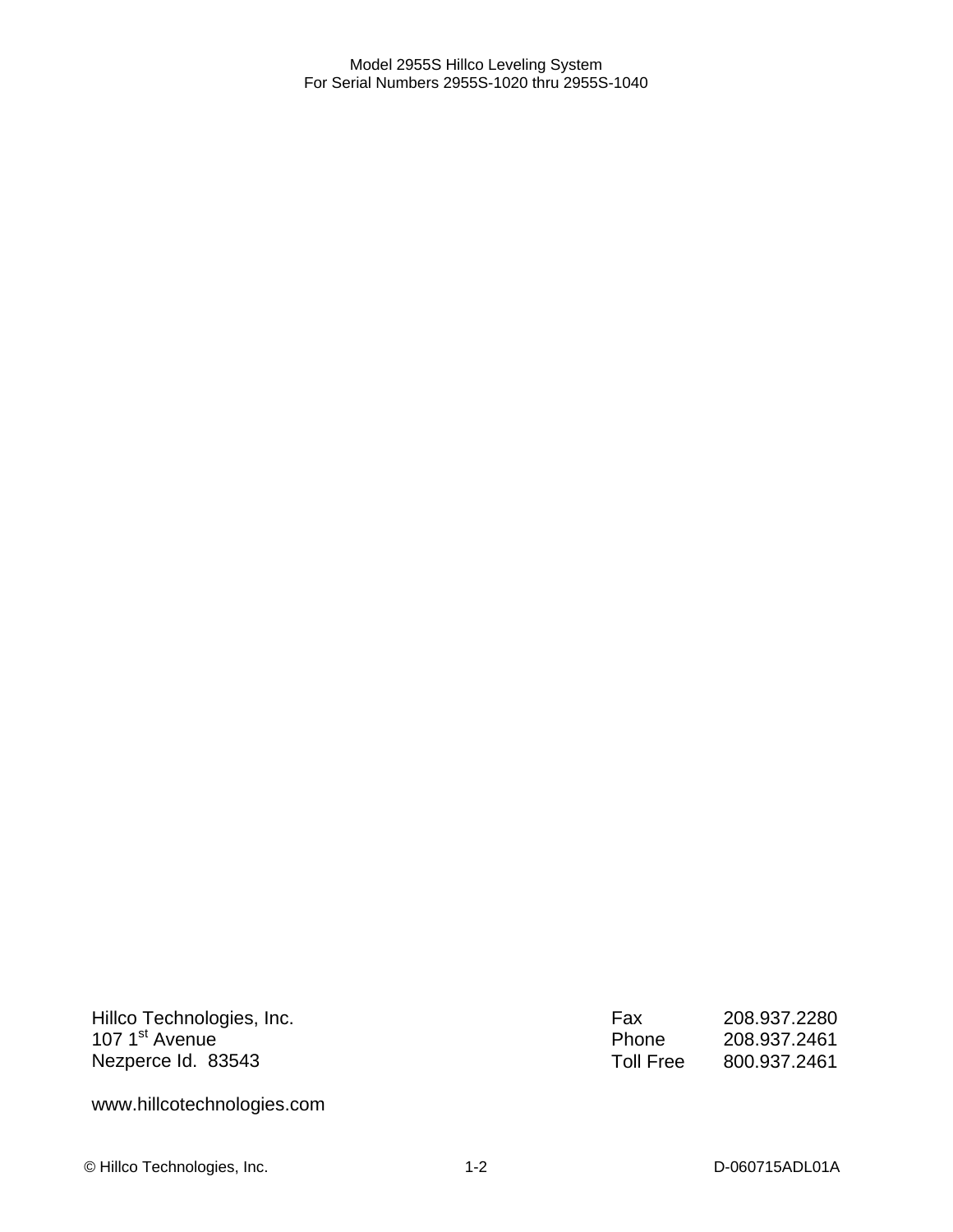Hillco Technologies, Inc.
107 1st Avenue
Nezperce Id.  83543

www.hillcotechnologies.com

Fax 208.937.2280
Phone 208.937.2461
Toll Free 800.937.2461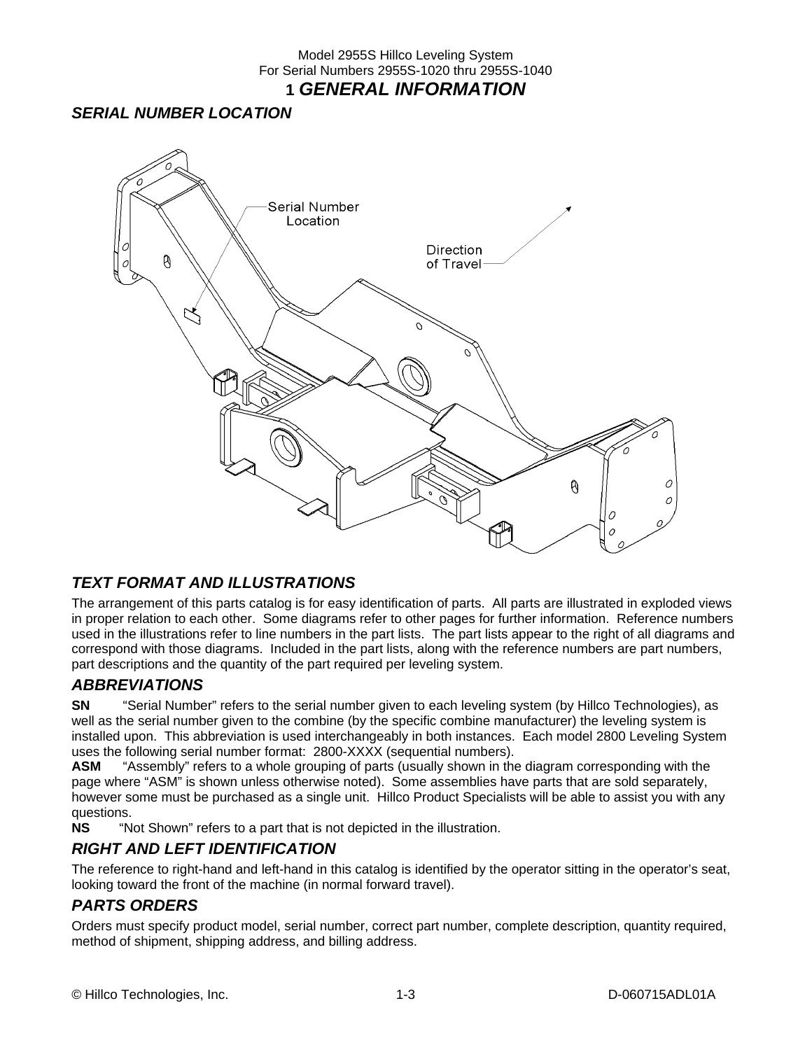# 1 GENERAL INFORMATION

## SERIAL NUMBER LOCATION

Serial Number Location

Direction of Travel

## TEXT FORMAT AND ILLUSTRATIONS

The arrangement of this parts catalog is for easy identification of parts. All parts are illustrated in exploded views in proper relation to each other. Some diagrams refer to other pages for further information. Reference numbers used in the illustrations refer to line numbers in the part lists. The part lists appear to the right of all diagrams and correspond with those diagrams. Included in the part lists, along with the reference numbers are part numbers, part descriptions and the quantity of the part required per leveling system.

## ABBREVIATIONS

**SN** "Serial Number" refers to the serial number given to each leveling system (by Hillco Technologies), as well as the serial number given to the combine (by the specific combine manufacturer) the leveling system is installed upon. This abbreviation is used interchangeably in both instances. Each model 2800 Leveling System uses the following serial number format: 2800-XXXX (sequential numbers).

**ASM** "Assembly" refers to a whole grouping of parts (usually shown in the diagram corresponding with the page where "ASM" is shown unless otherwise noted). Some assemblies have parts that are sold separately, however some must be purchased as a single unit. Hillco Product Specialists will be able to assist you with any questions.

**NS** "Not Shown" refers to a part that is not depicted in the illustration.

## RIGHT AND LEFT IDENTIFICATION

The reference to right-hand and left-hand in this catalog is identified by the operator sitting in the operator's seat, looking toward the front of the machine (in normal forward travel).

## PARTS ORDERS

Orders must specify product model, serial number, correct part number, complete description, quantity required, method of shipment, shipping address, and billing address.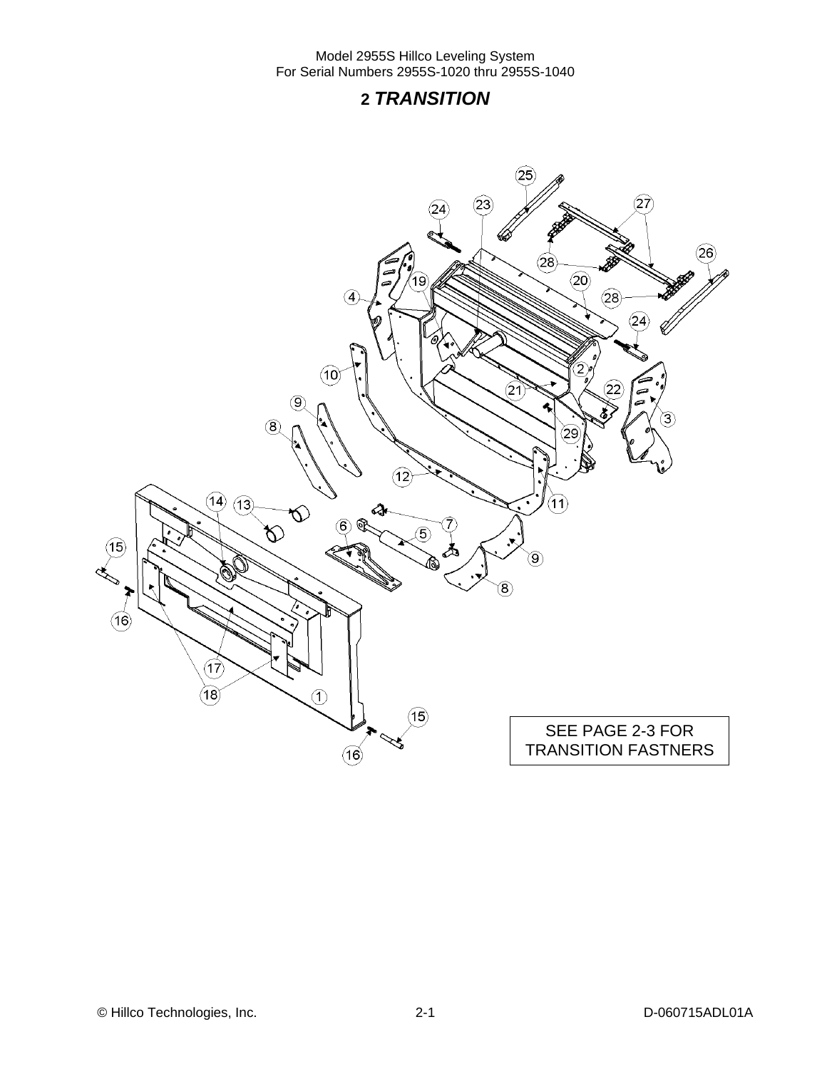## 2 *TRANSITION*

25
24
23
27
26
28
20
28
19
4
24
2
10
21
22
3
9
29
8
12
11
14
13
7
6
5
15
9
8
16
17
18
1
15
16

SEE PAGE 2-3 FOR TRANSITION FASTNERS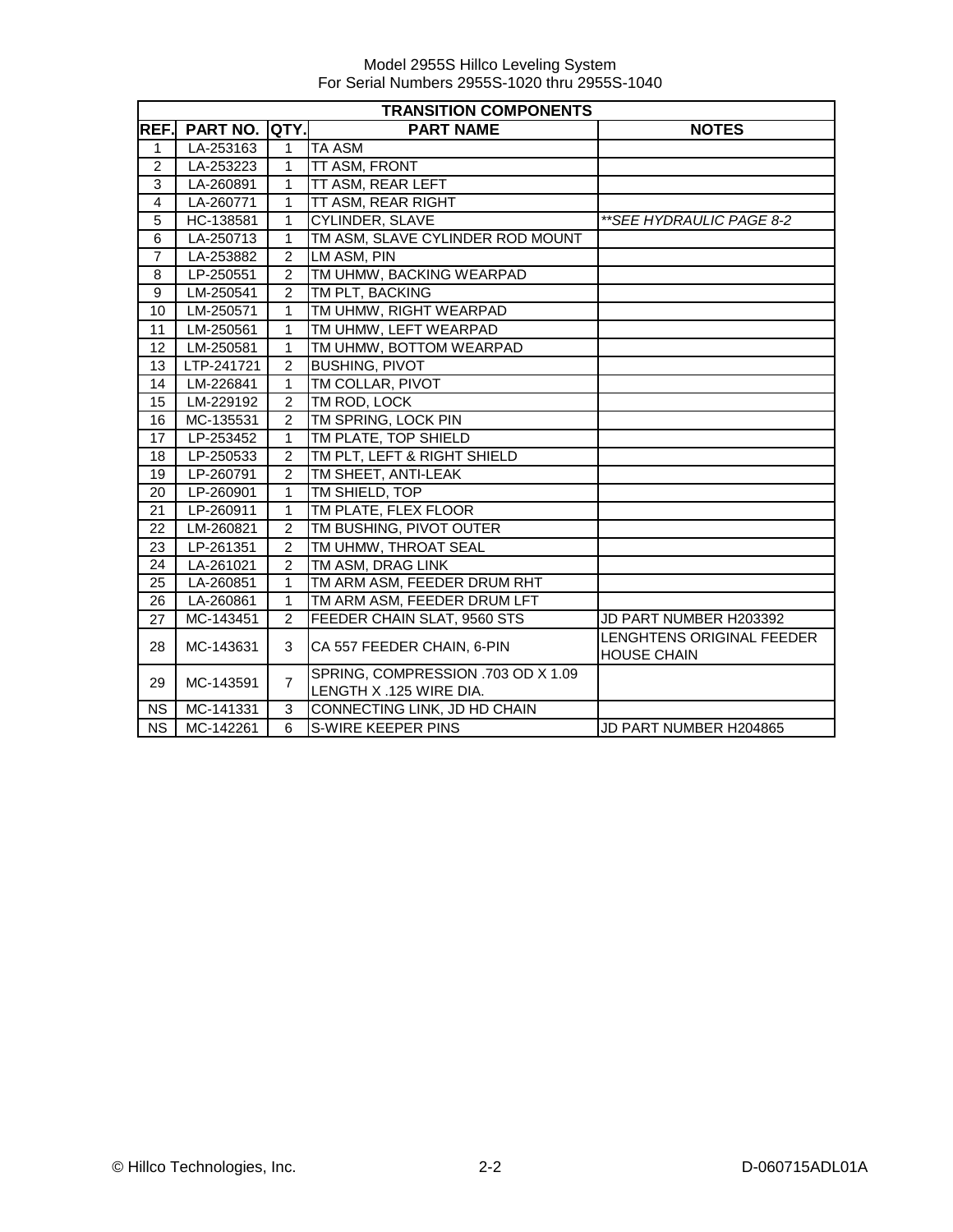Model 2955S Hillco Leveling System
For Serial Numbers 2955S-1020 thru 2955S-1040

| TRANSITION COMPONENTS | | | | |
|---|---|---|---|---|
| REF. | PART NO. | QTY. | PART NAME | NOTES |
| 1 | LA-253163 | 1 | TA ASM | |
| 2 | LA-253223 | 1 | TT ASM, FRONT | |
| 3 | LA-260891 | 1 | TT ASM, REAR LEFT | |
| 4 | LA-260771 | 1 | TT ASM, REAR RIGHT | |
| 5 | HC-138581 | 1 | CYLINDER, SLAVE | *\*\*SEE HYDRAULIC PAGE 8-2* |
| 6 | LA-250713 | 1 | TM ASM, SLAVE CYLINDER ROD MOUNT | |
| 7 | LA-253882 | 2 | LM ASM, PIN | |
| 8 | LP-250551 | 2 | TM UHMW, BACKING WEARPAD | |
| 9 | LM-250541 | 2 | TM PLT, BACKING | |
| 10 | LM-250571 | 1 | TM UHMW, RIGHT WEARPAD | |
| 11 | LM-250561 | 1 | TM UHMW, LEFT WEARPAD | |
| 12 | LM-250581 | 1 | TM UHMW, BOTTOM WEARPAD | |
| 13 | LTP-241721 | 2 | BUSHING, PIVOT | |
| 14 | LM-226841 | 1 | TM COLLAR, PIVOT | |
| 15 | LM-229192 | 2 | TM ROD, LOCK | |
| 16 | MC-135531 | 2 | TM SPRING, LOCK PIN | |
| 17 | LP-253452 | 1 | TM PLATE, TOP SHIELD | |
| 18 | LP-250533 | 2 | TM PLT, LEFT & RIGHT SHIELD | |
| 19 | LP-260791 | 2 | TM SHEET, ANTI-LEAK | |
| 20 | LP-260901 | 1 | TM SHIELD, TOP | |
| 21 | LP-260911 | 1 | TM PLATE, FLEX FLOOR | |
| 22 | LM-260821 | 2 | TM BUSHING, PIVOT OUTER | |
| 23 | LP-261351 | 2 | TM UHMW, THROAT SEAL | |
| 24 | LA-261021 | 2 | TM ASM, DRAG LINK | |
| 25 | LA-260851 | 1 | TM ARM ASM, FEEDER DRUM RHT | |
| 26 | LA-260861 | 1 | TM ARM ASM, FEEDER DRUM LFT | |
| 27 | MC-143451 | 2 | FEEDER CHAIN SLAT, 9560 STS | JD PART NUMBER H203392 |
| 28 | MC-143631 | 3 | CA 557 FEEDER CHAIN, 6-PIN | LENGHTENS ORIGINAL FEEDER HOUSE CHAIN |
| 29 | MC-143591 | 7 | SPRING, COMPRESSION .703 OD X 1.09 LENGTH X .125 WIRE DIA. | |
| NS | MC-141331 | 3 | CONNECTING LINK, JD HD CHAIN | |
| NS | MC-142261 | 6 | S-WIRE KEEPER PINS | JD PART NUMBER H204865 |

© Hillco Technologies, Inc. D-060715ADL01A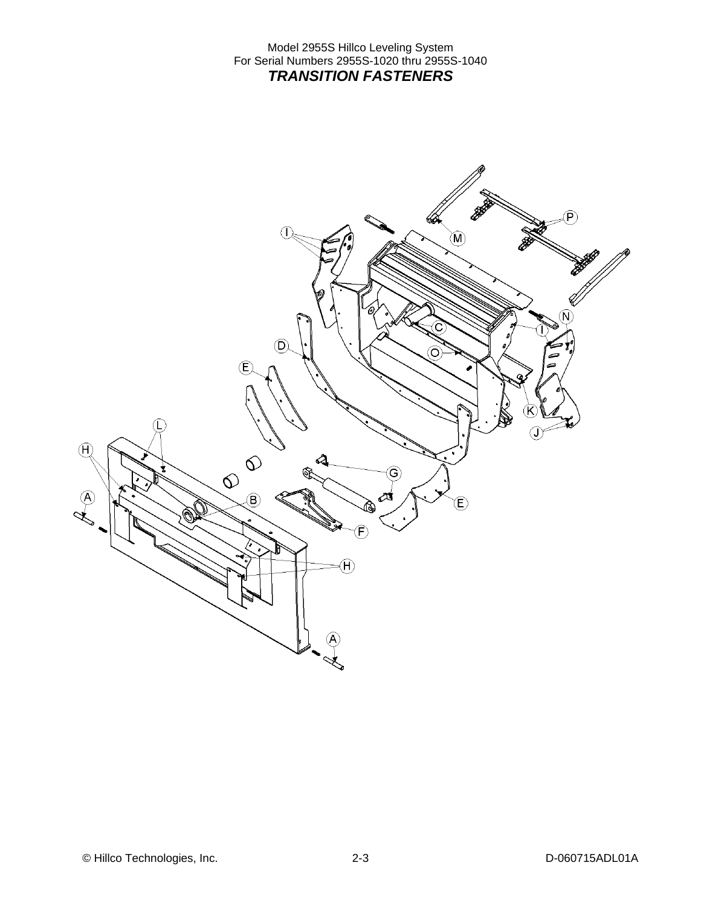Model 2955S Hillco Leveling System
For Serial Numbers 2955S-1020 thru 2955S-1040

# *TRANSITION FASTENERS*

P
I
M
N
C
I
D
O
E
K
J
L
H
G
A
B
E
F
H
A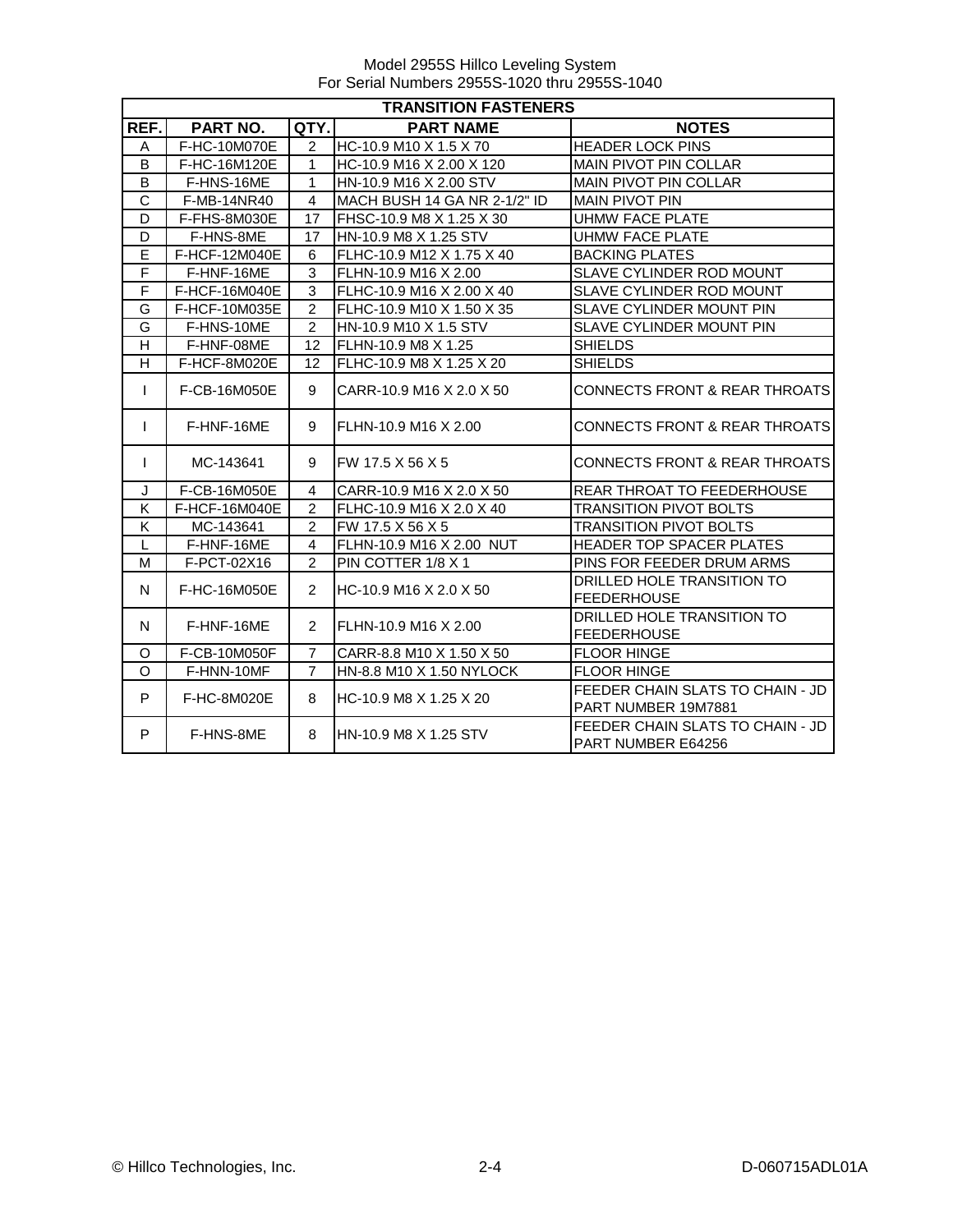Model 2955S Hillco Leveling System
For Serial Numbers 2955S-1020 thru 2955S-1040

| TRANSITION FASTENERS | | | | |
|---|---|---|---|---|
| **REF.** | **PART NO.** | **QTY.** | **PART NAME** | **NOTES** |
| A | F-HC-10M070E | 2 | HC-10.9 M10 X 1.5 X 70 | HEADER LOCK PINS |
| B | F-HC-16M120E | 1 | HC-10.9 M16 X 2.00 X 120 | MAIN PIVOT PIN COLLAR |
| B | F-HNS-16ME | 1 | HN-10.9 M16 X 2.00 STV | MAIN PIVOT PIN COLLAR |
| C | F-MB-14NR40 | 4 | MACH BUSH 14 GA NR 2-1/2" ID | MAIN PIVOT PIN |
| D | F-FHS-8M030E | 17 | FHSC-10.9 M8 X 1.25 X 30 | UHMW FACE PLATE |
| D | F-HNS-8ME | 17 | HN-10.9 M8 X 1.25 STV | UHMW FACE PLATE |
| E | F-HCF-12M040E | 6 | FLHC-10.9 M12 X 1.75 X 40 | BACKING PLATES |
| F | F-HNF-16ME | 3 | FLHN-10.9 M16 X 2.00 | SLAVE CYLINDER ROD MOUNT |
| F | F-HCF-16M040E | 3 | FLHC-10.9 M16 X 2.00 X 40 | SLAVE CYLINDER ROD MOUNT |
| G | F-HCF-10M035E | 2 | FLHC-10.9 M10 X 1.50 X 35 | SLAVE CYLINDER MOUNT PIN |
| G | F-HNS-10ME | 2 | HN-10.9 M10 X 1.5 STV | SLAVE CYLINDER MOUNT PIN |
| H | F-HNF-08ME | 12 | FLHN-10.9 M8 X 1.25 | SHIELDS |
| H | F-HCF-8M020E | 12 | FLHC-10.9 M8 X 1.25 X 20 | SHIELDS |
| I | F-CB-16M050E | 9 | CARR-10.9 M16 X 2.0 X 50 | CONNECTS FRONT & REAR THROATS |
| I | F-HNF-16ME | 9 | FLHN-10.9 M16 X 2.00 | CONNECTS FRONT & REAR THROATS |
| I | MC-143641 | 9 | FW 17.5 X 56 X 5 | CONNECTS FRONT & REAR THROATS |
| J | F-CB-16M050E | 4 | CARR-10.9 M16 X 2.0 X 50 | REAR THROAT TO FEEDERHOUSE |
| K | F-HCF-16M040E | 2 | FLHC-10.9 M16 X 2.0 X 40 | TRANSITION PIVOT BOLTS |
| K | MC-143641 | 2 | FW 17.5 X 56 X 5 | TRANSITION PIVOT BOLTS |
| L | F-HNF-16ME | 4 | FLHN-10.9 M16 X 2.00 NUT | HEADER TOP SPACER PLATES |
| M | F-PCT-02X16 | 2 | PIN COTTER 1/8 X 1 | PINS FOR FEEDER DRUM ARMS |
| N | F-HC-16M050E | 2 | HC-10.9 M16 X 2.0 X 50 | DRILLED HOLE TRANSITION TO FEEDERHOUSE |
| N | F-HNF-16ME | 2 | FLHN-10.9 M16 X 2.00 | DRILLED HOLE TRANSITION TO FEEDERHOUSE |
| O | F-CB-10M050F | 7 | CARR-8.8 M10 X 1.50 X 50 | FLOOR HINGE |
| O | F-HNN-10MF | 7 | HN-8.8 M10 X 1.50 NYLOCK | FLOOR HINGE |
| P | F-HC-8M020E | 8 | HC-10.9 M8 X 1.25 X 20 | FEEDER CHAIN SLATS TO CHAIN - JD PART NUMBER 19M7881 |
| P | F-HNS-8ME | 8 | HN-10.9 M8 X 1.25 STV | FEEDER CHAIN SLATS TO CHAIN - JD PART NUMBER E64256 |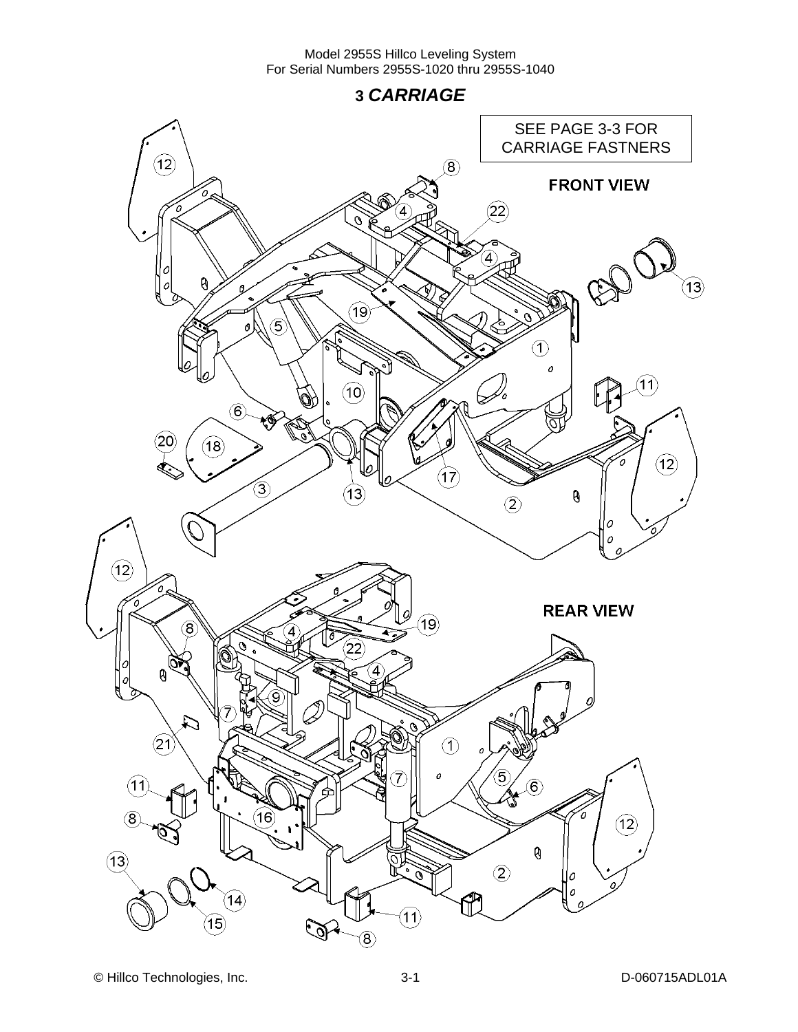# 3 *CARRIAGE*

SEE PAGE 3-3 FOR CARRIAGE FASTNERS

**FRONT VIEW**

**REAR VIEW**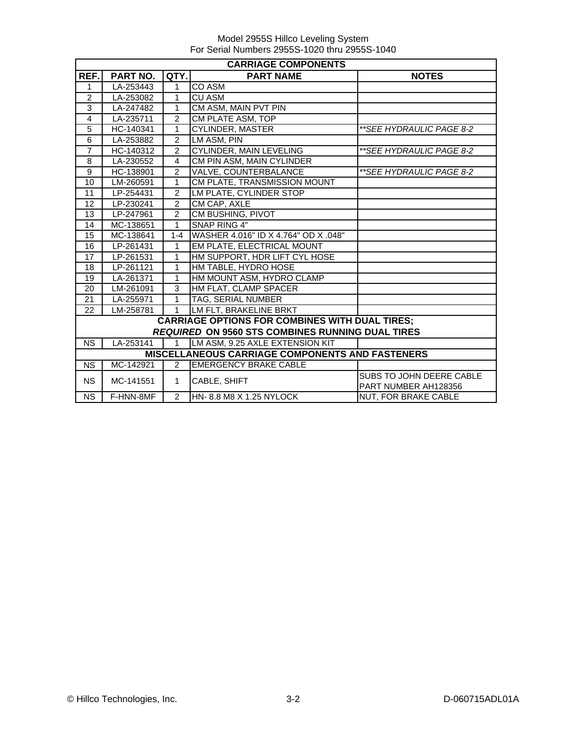Model 2955S Hillco Leveling System
For Serial Numbers 2955S-1020 thru 2955S-1040

| CARRIAGE COMPONENTS | | | | |
|---|---|---|---|---|
| **REF.** | **PART NO.** | **QTY.** | **PART NAME** | **NOTES** |
| 1 | LA-253443 | 1 | CO ASM | |
| 2 | LA-253082 | 1 | CU ASM | |
| 3 | LA-247482 | 1 | CM ASM, MAIN PVT PIN | |
| 4 | LA-235711 | 2 | CM PLATE ASM, TOP | |
| 5 | HC-140341 | 1 | CYLINDER, MASTER | *\*\*SEE HYDRAULIC PAGE 8-2* |
| 6 | LA-253882 | 2 | LM ASM, PIN | |
| 7 | HC-140312 | 2 | CYLINDER, MAIN LEVELING | *\*\*SEE HYDRAULIC PAGE 8-2* |
| 8 | LA-230552 | 4 | CM PIN ASM, MAIN CYLINDER | |
| 9 | HC-138901 | 2 | VALVE, COUNTERBALANCE | *\*\*SEE HYDRAULIC PAGE 8-2* |
| 10 | LM-260591 | 1 | CM PLATE, TRANSMISSION MOUNT | |
| 11 | LP-254431 | 2 | LM PLATE, CYLINDER STOP | |
| 12 | LP-230241 | 2 | CM CAP, AXLE | |
| 13 | LP-247961 | 2 | CM BUSHING, PIVOT | |
| 14 | MC-138651 | 1 | SNAP RING 4" | |
| 15 | MC-138641 | 1-4 | WASHER 4.016" ID X 4.764" OD X .048" | |
| 16 | LP-261431 | 1 | EM PLATE, ELECTRICAL MOUNT | |
| 17 | LP-261531 | 1 | HM SUPPORT, HDR LIFT CYL HOSE | |
| 18 | LP-261121 | 1 | HM TABLE, HYDRO HOSE | |
| 19 | LA-261371 | 1 | HM MOUNT ASM, HYDRO CLAMP | |
| 20 | LM-261091 | 3 | HM FLAT, CLAMP SPACER | |
| 21 | LA-255971 | 1 | TAG, SERIAL NUMBER | |
| 22 | LM-258781 | 1 | LM FLT, BRAKELINE BRKT | |
| **CARRIAGE OPTIONS FOR COMBINES WITH DUAL TIRES; *REQUIRED* ON 9560 STS COMBINES RUNNING DUAL TIRES** | | | | |
| NS | LA-253141 | 1 | LM ASM, 9.25 AXLE EXTENSION KIT | |
| **MISCELLANEOUS CARRIAGE COMPONENTS AND FASTENERS** | | | | |
| NS | MC-142921 | 2 | EMERGENCY BRAKE CABLE | |
| NS | MC-141551 | 1 | CABLE, SHIFT | SUBS TO JOHN DEERE CABLE PART NUMBER AH128356 |
| NS | F-HNN-8MF | 2 | HN- 8.8 M8 X 1.25 NYLOCK | NUT, FOR BRAKE CABLE |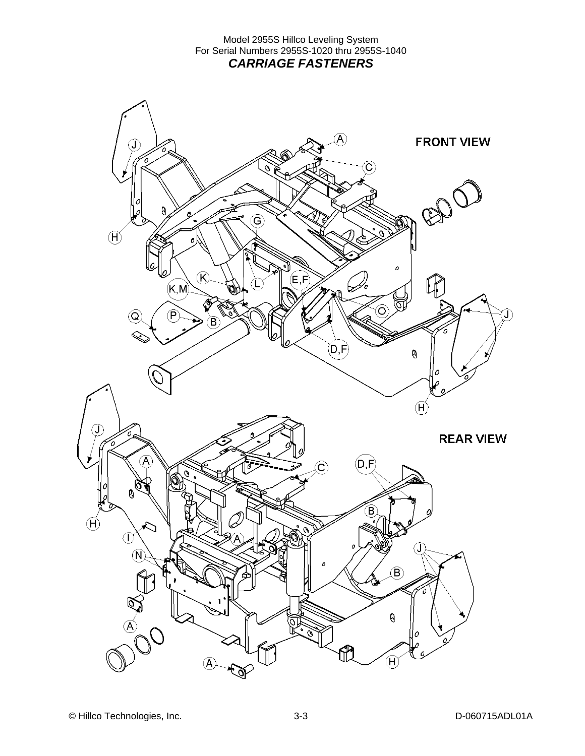Model 2955S Hillco Leveling System
For Serial Numbers 2955S-1020 thru 2955S-1040

## *CARRIAGE FASTENERS*

FRONT VIEW

A
C
J
H
G
K
L
E,F
K,M
O
J
Q
P
B
D,F
H

REAR VIEW

J
A
C
D,F
H
B
I
A
N
J
B
A
H
A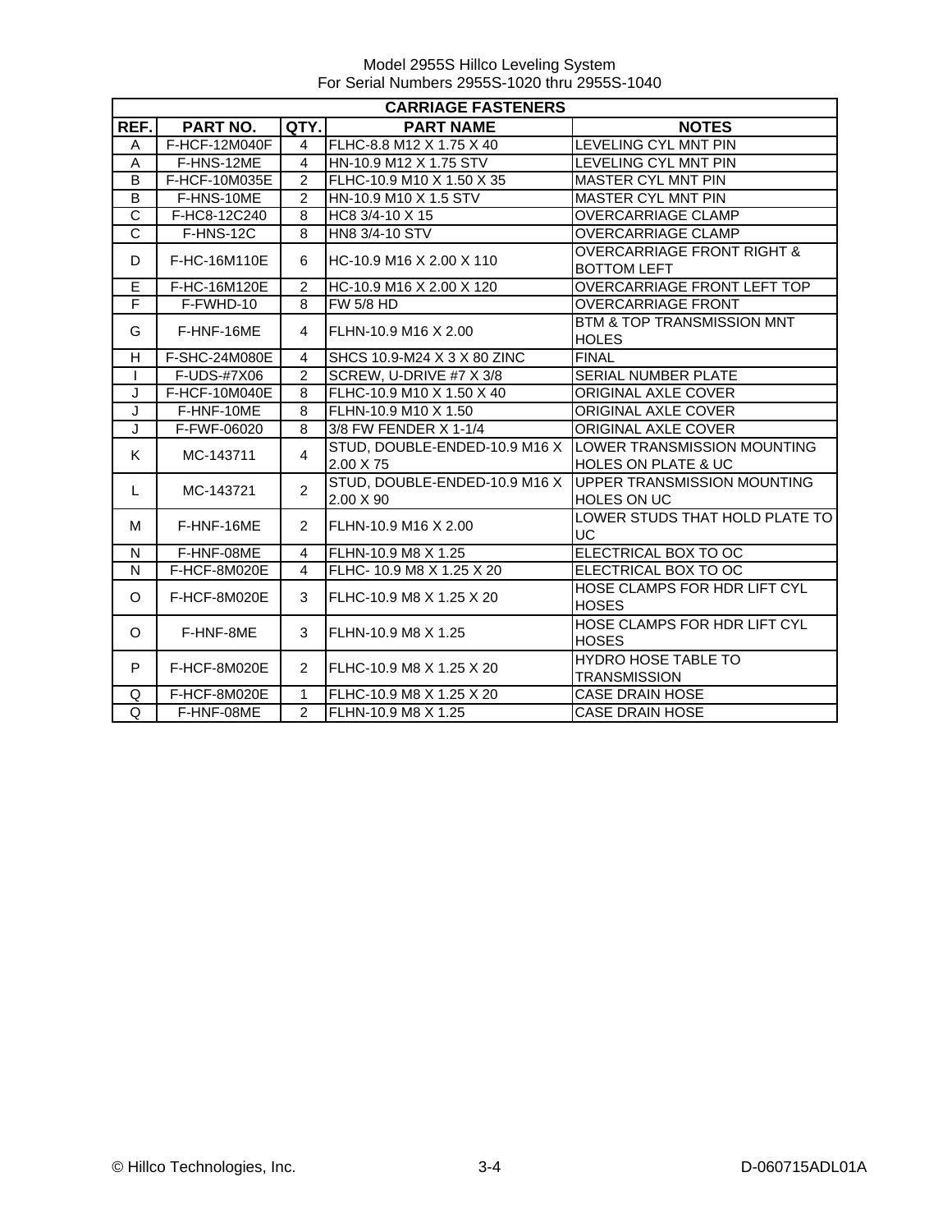Model 2955S Hillco Leveling System
For Serial Numbers 2955S-1020 thru 2955S-1040

| CARRIAGE FASTENERS | | | | |
|---|---|---|---|---|
| **REF.** | **PART NO.** | **QTY.** | **PART NAME** | **NOTES** |
| A | F-HCF-12M040F | 4 | FLHC-8.8 M12 X 1.75 X 40 | LEVELING CYL MNT PIN |
| A | F-HNS-12ME | 4 | HN-10.9 M12 X 1.75 STV | LEVELING CYL MNT PIN |
| B | F-HCF-10M035E | 2 | FLHC-10.9 M10 X 1.50 X 35 | MASTER CYL MNT PIN |
| B | F-HNS-10ME | 2 | HN-10.9 M10 X 1.5 STV | MASTER CYL MNT PIN |
| C | F-HC8-12C240 | 8 | HC8 3/4-10 X 15 | OVERCARRIAGE CLAMP |
| C | F-HNS-12C | 8 | HN8 3/4-10 STV | OVERCARRIAGE CLAMP |
| D | F-HC-16M110E | 6 | HC-10.9 M16 X 2.00 X 110 | OVERCARRIAGE FRONT RIGHT & BOTTOM LEFT |
| E | F-HC-16M120E | 2 | HC-10.9 M16 X 2.00 X 120 | OVERCARRIAGE FRONT LEFT TOP |
| F | F-FWHD-10 | 8 | FW 5/8 HD | OVERCARRIAGE FRONT |
| G | F-HNF-16ME | 4 | FLHN-10.9 M16 X 2.00 | BTM & TOP TRANSMISSION MNT HOLES |
| H | F-SHC-24M080E | 4 | SHCS 10.9-M24 X 3 X 80 ZINC | FINAL |
| I | F-UDS-#7X06 | 2 | SCREW, U-DRIVE #7 X 3/8 | SERIAL NUMBER PLATE |
| J | F-HCF-10M040E | 8 | FLHC-10.9 M10 X 1.50 X 40 | ORIGINAL AXLE COVER |
| J | F-HNF-10ME | 8 | FLHN-10.9 M10 X 1.50 | ORIGINAL AXLE COVER |
| J | F-FWF-06020 | 8 | 3/8 FW FENDER X 1-1/4 | ORIGINAL AXLE COVER |
| K | MC-143711 | 4 | STUD, DOUBLE-ENDED-10.9 M16 X 2.00 X 75 | LOWER TRANSMISSION MOUNTING HOLES ON PLATE & UC |
| L | MC-143721 | 2 | STUD, DOUBLE-ENDED-10.9 M16 X 2.00 X 90 | UPPER TRANSMISSION MOUNTING HOLES ON UC |
| M | F-HNF-16ME | 2 | FLHN-10.9 M16 X 2.00 | LOWER STUDS THAT HOLD PLATE TO UC |
| N | F-HNF-08ME | 4 | FLHN-10.9 M8 X 1.25 | ELECTRICAL BOX TO OC |
| N | F-HCF-8M020E | 4 | FLHC- 10.9 M8 X 1.25 X 20 | ELECTRICAL BOX TO OC |
| O | F-HCF-8M020E | 3 | FLHC-10.9 M8 X 1.25 X 20 | HOSE CLAMPS FOR HDR LIFT CYL HOSES |
| O | F-HNF-8ME | 3 | FLHN-10.9 M8 X 1.25 | HOSE CLAMPS FOR HDR LIFT CYL HOSES |
| P | F-HCF-8M020E | 2 | FLHC-10.9 M8 X 1.25 X 20 | HYDRO HOSE TABLE TO TRANSMISSION |
| Q | F-HCF-8M020E | 1 | FLHC-10.9 M8 X 1.25 X 20 | CASE DRAIN HOSE |
| Q | F-HNF-08ME | 2 | FLHN-10.9 M8 X 1.25 | CASE DRAIN HOSE |

© Hillco Technologies, Inc. 3-4 D-060715ADL01A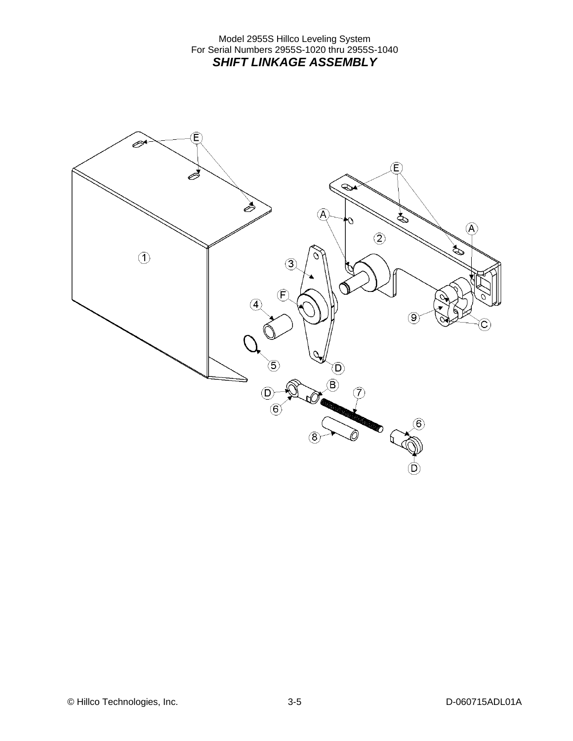Model 2955S Hillco Leveling System
For Serial Numbers 2955S-1020 thru 2955S-1040

## *SHIFT LINKAGE ASSEMBLY*

E
E
A
A
2
1
3
F
4
9
C
5
D
D
B
7
6
6
8
D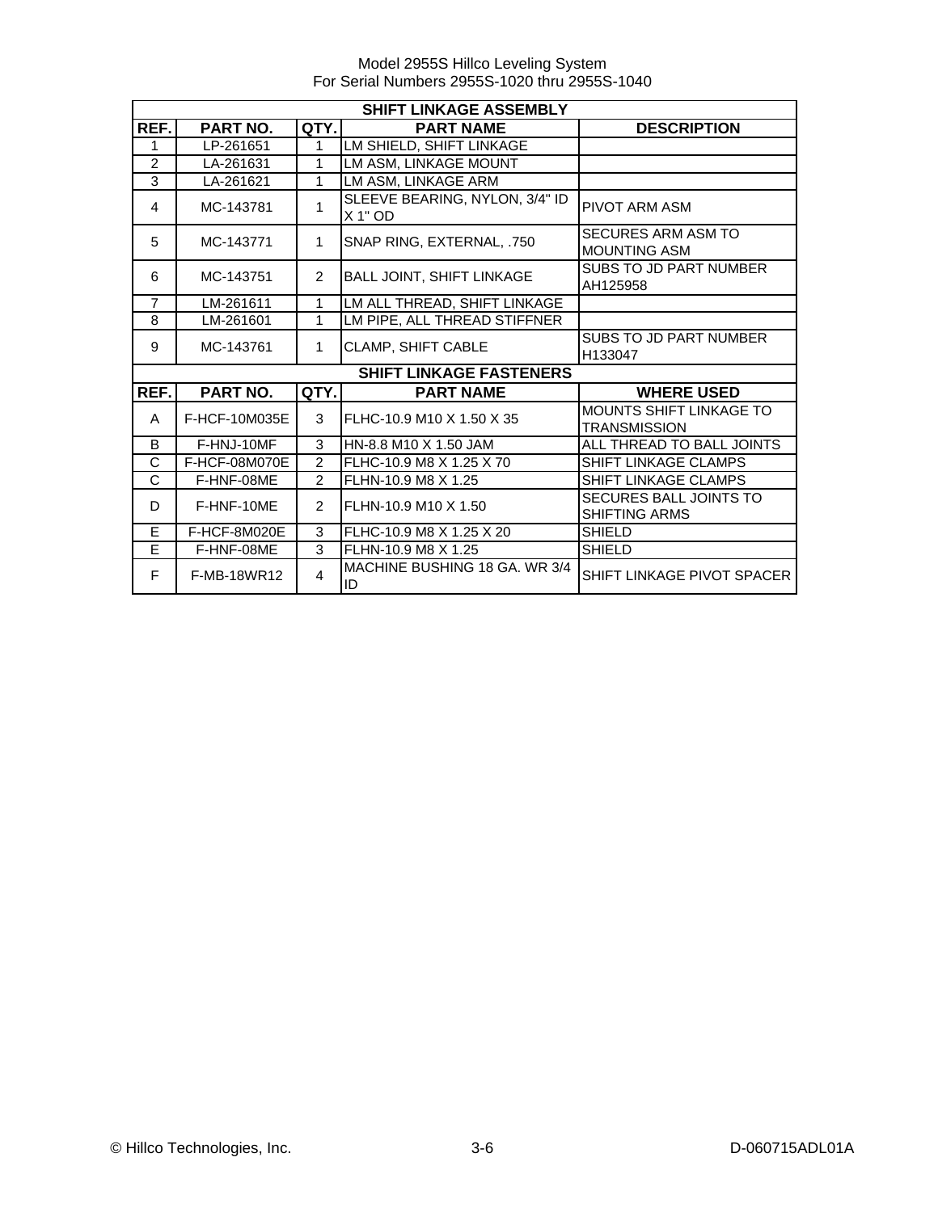Model 2955S Hillco Leveling System
For Serial Numbers 2955S-1020 thru 2955S-1040

| SHIFT LINKAGE ASSEMBLY | | | | |
|---|---|---|---|---|
| **REF.** | **PART NO.** | **QTY.** | **PART NAME** | **DESCRIPTION** |
| 1 | LP-261651 | 1 | LM SHIELD, SHIFT LINKAGE | |
| 2 | LA-261631 | 1 | LM ASM, LINKAGE MOUNT | |
| 3 | LA-261621 | 1 | LM ASM, LINKAGE ARM | |
| 4 | MC-143781 | 1 | SLEEVE BEARING, NYLON, 3/4" ID X 1" OD | PIVOT ARM ASM |
| 5 | MC-143771 | 1 | SNAP RING, EXTERNAL, .750 | SECURES ARM ASM TO MOUNTING ASM |
| 6 | MC-143751 | 2 | BALL JOINT, SHIFT LINKAGE | SUBS TO JD PART NUMBER AH125958 |
| 7 | LM-261611 | 1 | LM ALL THREAD, SHIFT LINKAGE | |
| 8 | LM-261601 | 1 | LM PIPE, ALL THREAD STIFFNER | |
| 9 | MC-143761 | 1 | CLAMP, SHIFT CABLE | SUBS TO JD PART NUMBER H133047 |

| SHIFT LINKAGE FASTENERS | | | | |
|---|---|---|---|---|
| **REF.** | **PART NO.** | **QTY.** | **PART NAME** | **WHERE USED** |
| A | F-HCF-10M035E | 3 | FLHC-10.9 M10 X 1.50 X 35 | MOUNTS SHIFT LINKAGE TO TRANSMISSION |
| B | F-HNJ-10MF | 3 | HN-8.8 M10 X 1.50 JAM | ALL THREAD TO BALL JOINTS |
| C | F-HCF-08M070E | 2 | FLHC-10.9 M8 X 1.25 X 70 | SHIFT LINKAGE CLAMPS |
| C | F-HNF-08ME | 2 | FLHN-10.9 M8 X 1.25 | SHIFT LINKAGE CLAMPS |
| D | F-HNF-10ME | 2 | FLHN-10.9 M10 X 1.50 | SECURES BALL JOINTS TO SHIFTING ARMS |
| E | F-HCF-8M020E | 3 | FLHC-10.9 M8 X 1.25 X 20 | SHIELD |
| E | F-HNF-08ME | 3 | FLHN-10.9 M8 X 1.25 | SHIELD |
| F | F-MB-18WR12 | 4 | MACHINE BUSHING 18 GA. WR 3/4 ID | SHIFT LINKAGE PIVOT SPACER |

© Hillco Technologies, Inc. 3-6 D-060715ADL01A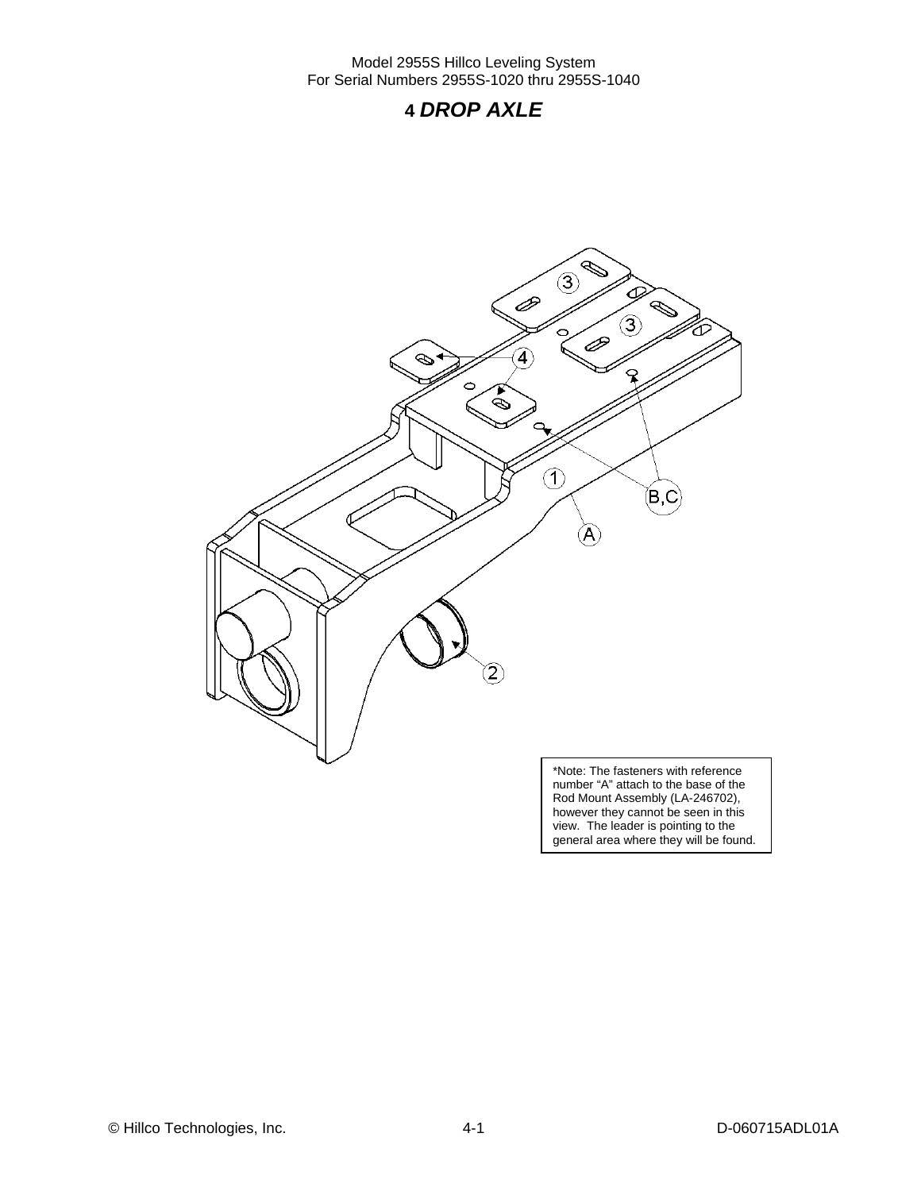## 4 *DROP AXLE*

3

3

4

1

B,C

A

2

*Note: The fasteners with reference number "A" attach to the base of the Rod Mount Assembly (LA-246702), however they cannot be seen in this view. The leader is pointing to the general area where they will be found.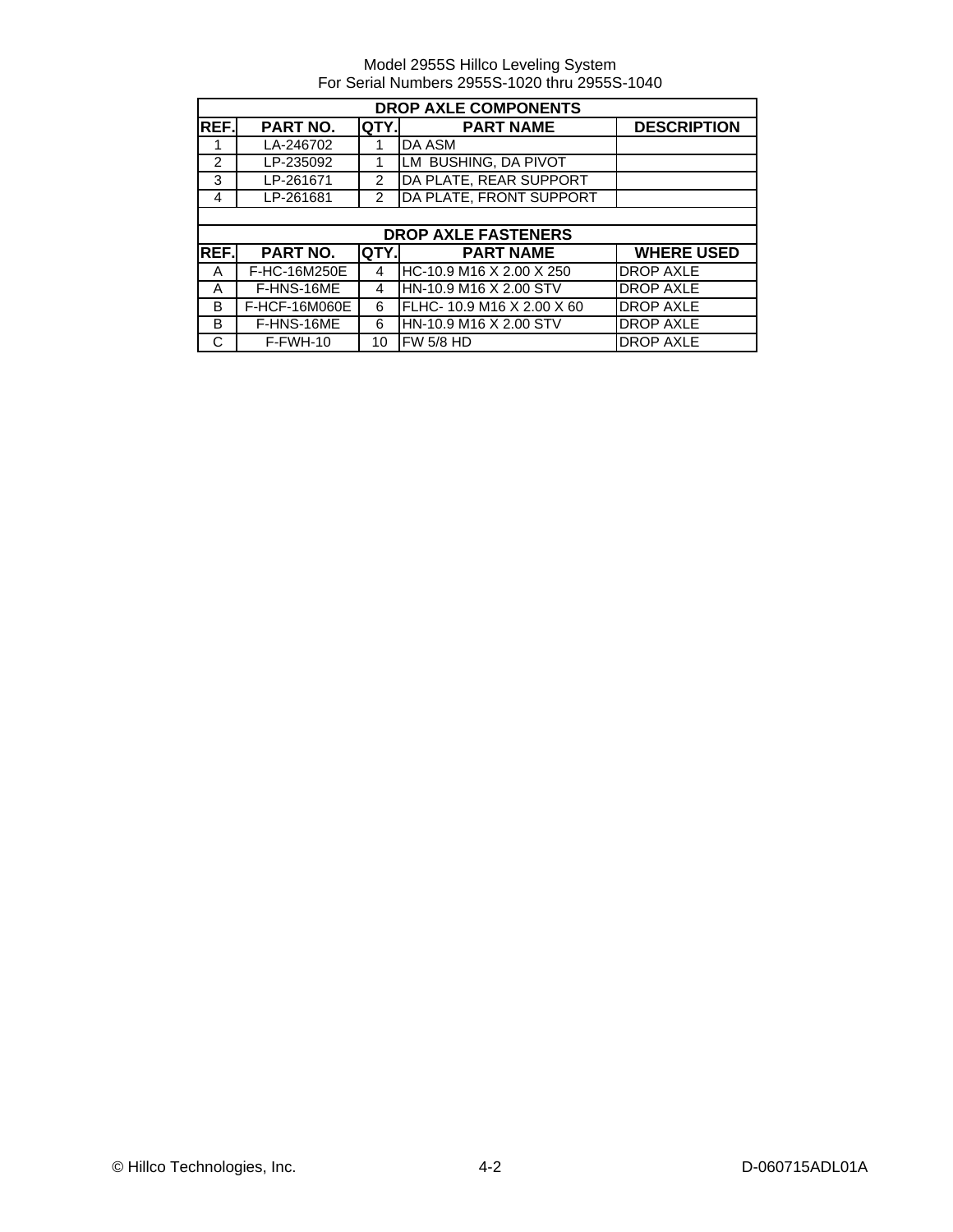Model 2955S Hillco Leveling System
For Serial Numbers 2955S-1020 thru 2955S-1040

| DROP AXLE COMPONENTS | | | | |
|---|---|---|---|---|
| **REF.** | **PART NO.** | **QTY.** | **PART NAME** | **DESCRIPTION** |
| 1 | LA-246702 | 1 | DA ASM | |
| 2 | LP-235092 | 1 | LM BUSHING, DA PIVOT | |
| 3 | LP-261671 | 2 | DA PLATE, REAR SUPPORT | |
| 4 | LP-261681 | 2 | DA PLATE, FRONT SUPPORT | |

| DROP AXLE FASTENERS | | | | |
|---|---|---|---|---|
| **REF.** | **PART NO.** | **QTY.** | **PART NAME** | **WHERE USED** |
| A | F-HC-16M250E | 4 | HC-10.9 M16 X 2.00 X 250 | DROP AXLE |
| A | F-HNS-16ME | 4 | HN-10.9 M16 X 2.00 STV | DROP AXLE |
| B | F-HCF-16M060E | 6 | FLHC- 10.9 M16 X 2.00 X 60 | DROP AXLE |
| B | F-HNS-16ME | 6 | HN-10.9 M16 X 2.00 STV | DROP AXLE |
| C | F-FWH-10 | 10 | FW 5/8 HD | DROP AXLE |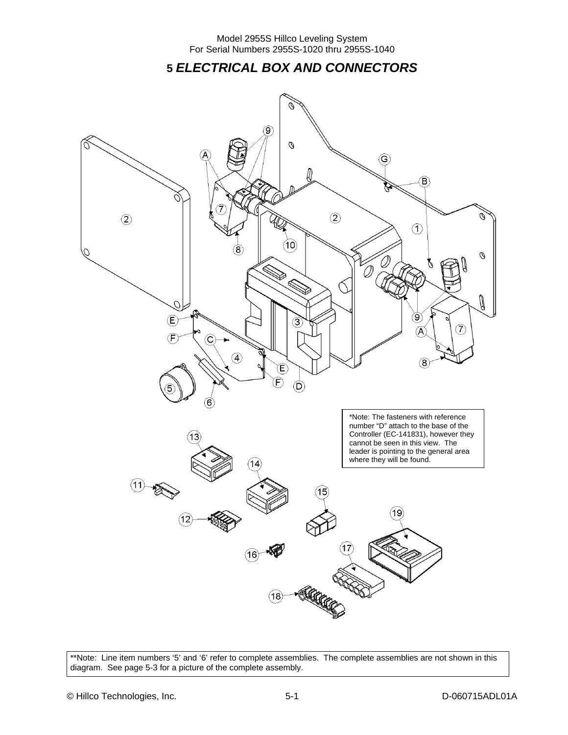# 5 *ELECTRICAL BOX AND CONNECTORS*

*Note: The fasteners with reference number "D" attach to the base of the Controller (EC-141831), however they cannot be seen in this view. The leader is pointing to the general area where they will be found.

**Note: Line item numbers '5' and '6' refer to complete assemblies. The complete assemblies are not shown in this diagram. See page 5-3 for a picture of the complete assembly.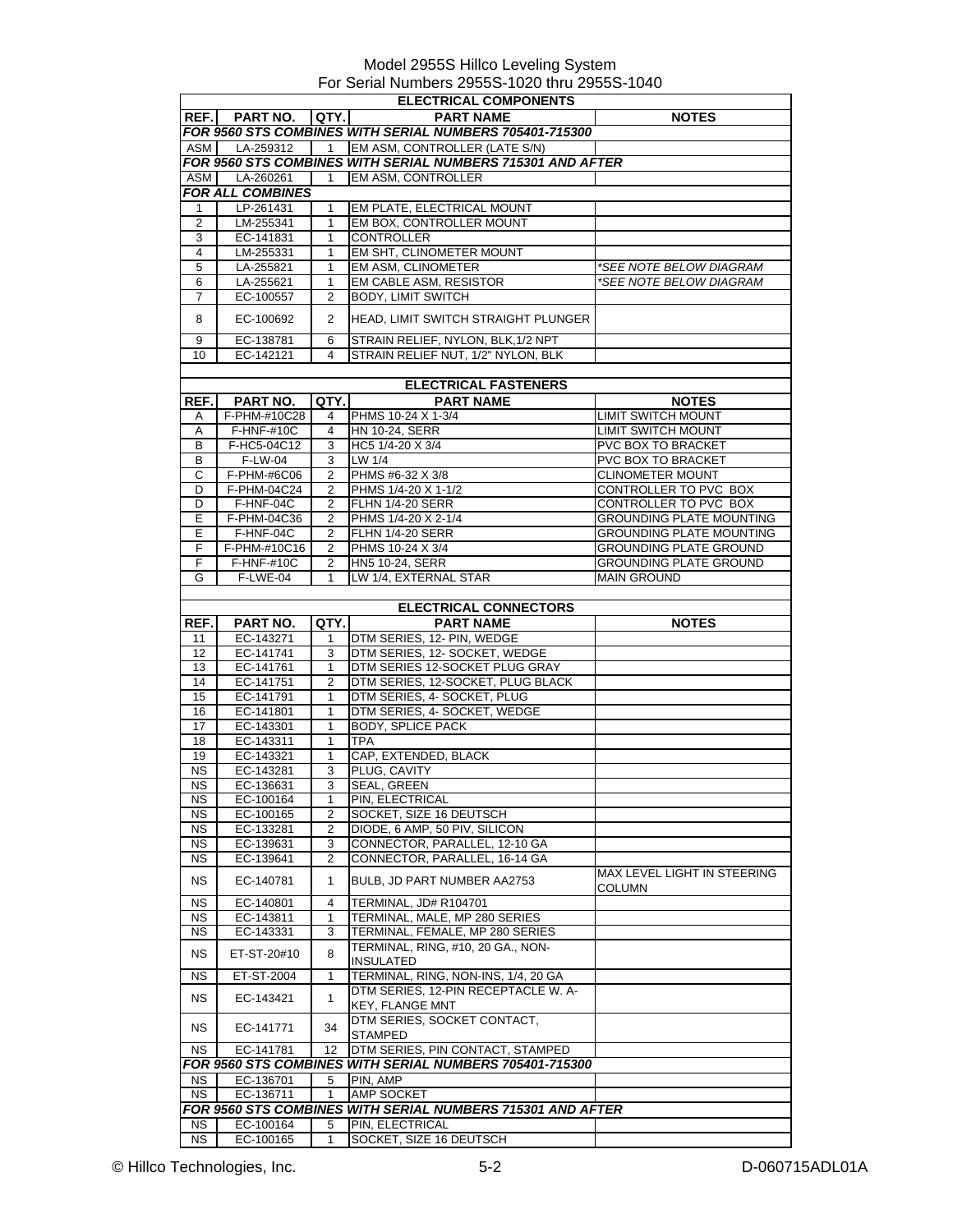Model 2955S Hillco Leveling System
For Serial Numbers 2955S-1020 thru 2955S-1040

| ELECTRICAL COMPONENTS | | | | |
|---|---|---|---|---|
| REF. | PART NO. | QTY. | PART NAME | NOTES |
| ***FOR 9560 STS COMBINES WITH SERIAL NUMBERS 705401-715300*** | | | | |
| ASM | LA-259312 | 1 | EM ASM, CONTROLLER (LATE S/N) | |
| ***FOR 9560 STS COMBINES WITH SERIAL NUMBERS 715301 AND AFTER*** | | | | |
| ASM | LA-260261 | 1 | EM ASM, CONTROLLER | |
| ***FOR ALL COMBINES*** | | | | |
| 1 | LP-261431 | 1 | EM PLATE, ELECTRICAL MOUNT | |
| 2 | LM-255341 | 1 | EM BOX, CONTROLLER MOUNT | |
| 3 | EC-141831 | 1 | CONTROLLER | |
| 4 | LM-255331 | 1 | EM SHT, CLINOMETER MOUNT | |
| 5 | LA-255821 | 1 | EM ASM, CLINOMETER | *\*SEE NOTE BELOW DIAGRAM* |
| 6 | LA-255621 | 1 | EM CABLE ASM, RESISTOR | *\*SEE NOTE BELOW DIAGRAM* |
| 7 | EC-100557 | 2 | BODY, LIMIT SWITCH | |
| 8 | EC-100692 | 2 | HEAD, LIMIT SWITCH STRAIGHT PLUNGER | |
| 9 | EC-138781 | 6 | STRAIN RELIEF, NYLON, BLK,1/2 NPT | |
| 10 | EC-142121 | 4 | STRAIN RELIEF NUT, 1/2" NYLON, BLK | |

| ELECTRICAL FASTENERS | | | | |
|---|---|---|---|---|
| REF. | PART NO. | QTY. | PART NAME | NOTES |
| A | F-PHM-#10C28 | 4 | PHMS 10-24 X 1-3/4 | LIMIT SWITCH MOUNT |
| A | F-HNF-#10C | 4 | HN 10-24, SERR | LIMIT SWITCH MOUNT |
| B | F-HC5-04C12 | 3 | HC5 1/4-20 X 3/4 | PVC BOX TO BRACKET |
| B | F-LW-04 | 3 | LW 1/4 | PVC BOX TO BRACKET |
| C | F-PHM-#6C06 | 2 | PHMS #6-32 X 3/8 | CLINOMETER MOUNT |
| D | F-PHM-04C24 | 2 | PHMS 1/4-20 X 1-1/2 | CONTROLLER TO PVC BOX |
| D | F-HNF-04C | 2 | FLHN 1/4-20 SERR | CONTROLLER TO PVC BOX |
| E | F-PHM-04C36 | 2 | PHMS 1/4-20 X 2-1/4 | GROUNDING PLATE MOUNTING |
| E | F-HNF-04C | 2 | FLHN 1/4-20 SERR | GROUNDING PLATE MOUNTING |
| F | F-PHM-#10C16 | 2 | PHMS 10-24 X 3/4 | GROUNDING PLATE GROUND |
| F | F-HNF-#10C | 2 | HN5 10-24, SERR | GROUNDING PLATE GROUND |
| G | F-LWE-04 | 1 | LW 1/4, EXTERNAL STAR | MAIN GROUND |

| ELECTRICAL CONNECTORS | | | | |
|---|---|---|---|---|
| REF. | PART NO. | QTY. | PART NAME | NOTES |
| 11 | EC-143271 | 1 | DTM SERIES, 12- PIN, WEDGE | |
| 12 | EC-141741 | 3 | DTM SERIES, 12- SOCKET, WEDGE | |
| 13 | EC-141761 | 1 | DTM SERIES 12-SOCKET PLUG GRAY | |
| 14 | EC-141751 | 2 | DTM SERIES, 12-SOCKET, PLUG BLACK | |
| 15 | EC-141791 | 1 | DTM SERIES, 4- SOCKET, PLUG | |
| 16 | EC-141801 | 1 | DTM SERIES, 4- SOCKET, WEDGE | |
| 17 | EC-143301 | 1 | BODY, SPLICE PACK | |
| 18 | EC-143311 | 1 | TPA | |
| 19 | EC-143321 | 1 | CAP, EXTENDED, BLACK | |
| NS | EC-143281 | 3 | PLUG, CAVITY | |
| NS | EC-136631 | 3 | SEAL, GREEN | |
| NS | EC-100164 | 1 | PIN, ELECTRICAL | |
| NS | EC-100165 | 2 | SOCKET, SIZE 16 DEUTSCH | |
| NS | EC-133281 | 2 | DIODE, 6 AMP, 50 PIV, SILICON | |
| NS | EC-139631 | 3 | CONNECTOR, PARALLEL, 12-10 GA | |
| NS | EC-139641 | 2 | CONNECTOR, PARALLEL, 16-14 GA | |
| NS | EC-140781 | 1 | BULB, JD PART NUMBER AA2753 | MAX LEVEL LIGHT IN STEERING COLUMN |
| NS | EC-140801 | 4 | TERMINAL, JD# R104701 | |
| NS | EC-143811 | 1 | TERMINAL, MALE, MP 280 SERIES | |
| NS | EC-143331 | 3 | TERMINAL, FEMALE, MP 280 SERIES | |
| NS | ET-ST-20#10 | 8 | TERMINAL, RING, #10, 20 GA., NON-INSULATED | |
| NS | ET-ST-2004 | 1 | TERMINAL, RING, NON-INS, 1/4, 20 GA | |
| NS | EC-143421 | 1 | DTM SERIES, 12-PIN RECEPTACLE W. A-KEY, FLANGE MNT | |
| NS | EC-141771 | 34 | DTM SERIES, SOCKET CONTACT, STAMPED | |
| NS | EC-141781 | 12 | DTM SERIES, PIN CONTACT, STAMPED | |
| ***FOR 9560 STS COMBINES WITH SERIAL NUMBERS 705401-715300*** | | | | |
| NS | EC-136701 | 5 | PIN, AMP | |
| NS | EC-136711 | 1 | AMP SOCKET | |
| ***FOR 9560 STS COMBINES WITH SERIAL NUMBERS 715301 AND AFTER*** | | | | |
| NS | EC-100164 | 5 | PIN, ELECTRICAL | |
| NS | EC-100165 | 1 | SOCKET, SIZE 16 DEUTSCH | |

© Hillco Technologies, Inc. 5-2 D-060715ADL01A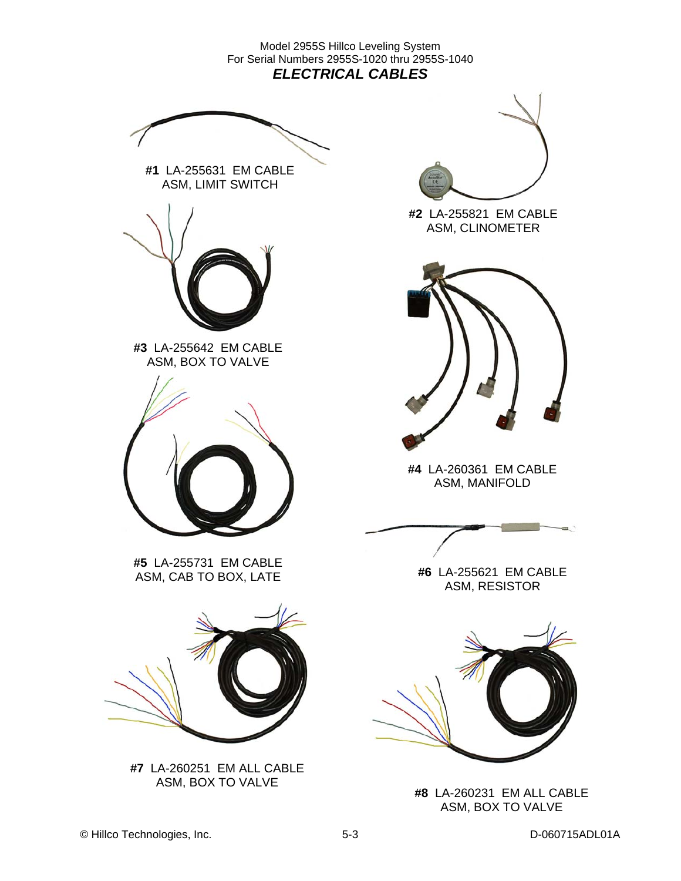Model 2955S Hillco Leveling System
For Serial Numbers 2955S-1020 thru 2955S-1040

## *ELECTRICAL CABLES*

**#1** LA-255631 EM CABLE ASM, LIMIT SWITCH

**#2** LA-255821 EM CABLE ASM, CLINOMETER

**#3** LA-255642 EM CABLE ASM, BOX TO VALVE

**#4** LA-260361 EM CABLE ASM, MANIFOLD

**#5** LA-255731 EM CABLE ASM, CAB TO BOX, LATE

**#6** LA-255621 EM CABLE ASM, RESISTOR

**#7** LA-260251 EM ALL CABLE ASM, BOX TO VALVE

**#8** LA-260231 EM ALL CABLE ASM, BOX TO VALVE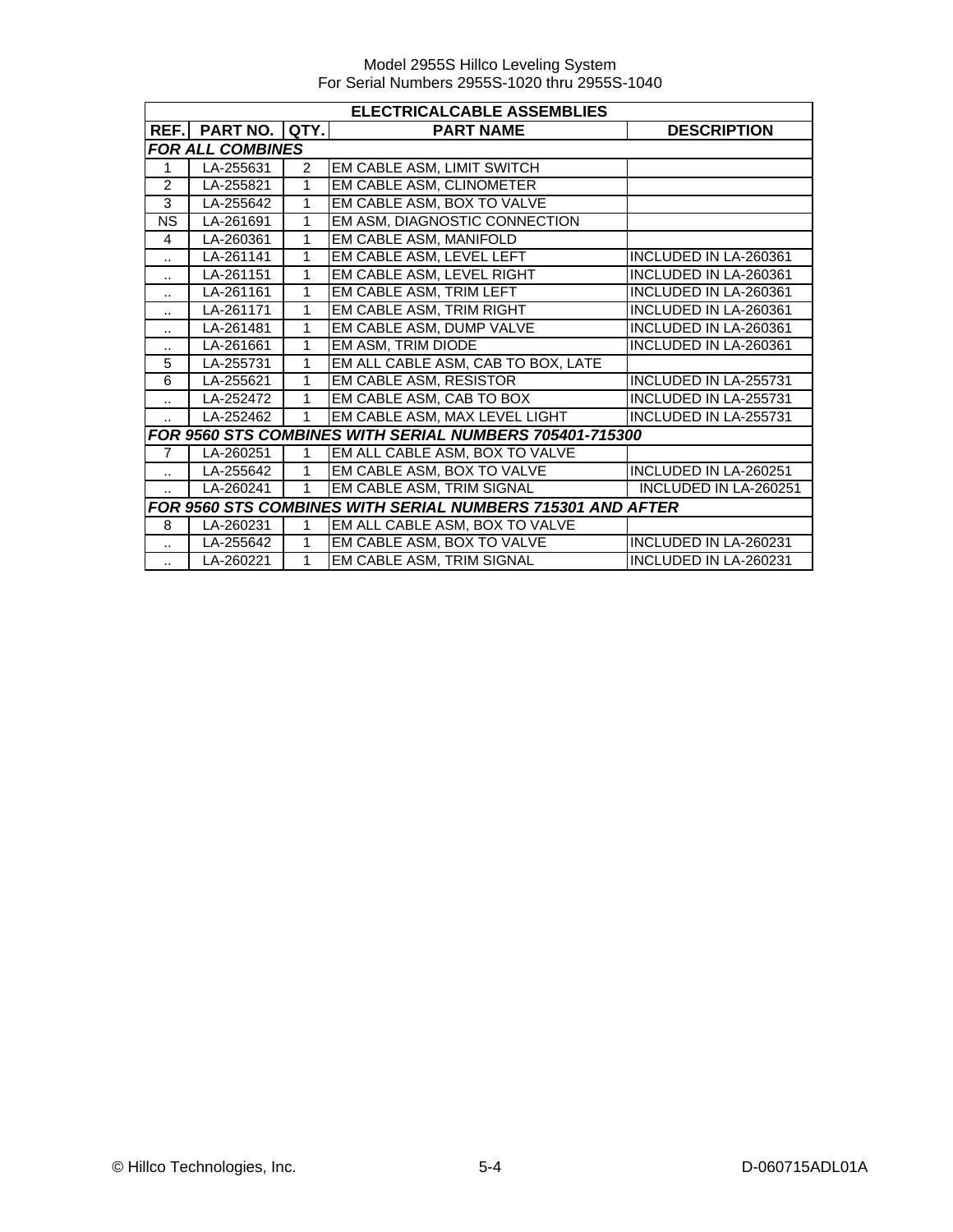Model 2955S Hillco Leveling System
For Serial Numbers 2955S-1020 thru 2955S-1040

| ELECTRICALCABLE ASSEMBLIES | | | | |
|---|---|---|---|---|
| **REF.** | **PART NO.** | **QTY.** | **PART NAME** | **DESCRIPTION** |
| ***FOR ALL COMBINES*** | | | | |
| 1 | LA-255631 | 2 | EM CABLE ASM, LIMIT SWITCH | |
| 2 | LA-255821 | 1 | EM CABLE ASM, CLINOMETER | |
| 3 | LA-255642 | 1 | EM CABLE ASM, BOX TO VALVE | |
| NS | LA-261691 | 1 | EM ASM, DIAGNOSTIC CONNECTION | |
| 4 | LA-260361 | 1 | EM CABLE ASM, MANIFOLD | |
| .. | LA-261141 | 1 | EM CABLE ASM, LEVEL LEFT | INCLUDED IN LA-260361 |
| .. | LA-261151 | 1 | EM CABLE ASM, LEVEL RIGHT | INCLUDED IN LA-260361 |
| .. | LA-261161 | 1 | EM CABLE ASM, TRIM LEFT | INCLUDED IN LA-260361 |
| .. | LA-261171 | 1 | EM CABLE ASM, TRIM RIGHT | INCLUDED IN LA-260361 |
| .. | LA-261481 | 1 | EM CABLE ASM, DUMP VALVE | INCLUDED IN LA-260361 |
| .. | LA-261661 | 1 | EM ASM, TRIM DIODE | INCLUDED IN LA-260361 |
| 5 | LA-255731 | 1 | EM ALL CABLE ASM, CAB TO BOX, LATE | |
| 6 | LA-255621 | 1 | EM CABLE ASM, RESISTOR | INCLUDED IN LA-255731 |
| .. | LA-252472 | 1 | EM CABLE ASM, CAB TO BOX | INCLUDED IN LA-255731 |
| .. | LA-252462 | 1 | EM CABLE ASM, MAX LEVEL LIGHT | INCLUDED IN LA-255731 |
| ***FOR 9560 STS COMBINES WITH SERIAL NUMBERS 705401-715300*** | | | | |
| 7 | LA-260251 | 1 | EM ALL CABLE ASM, BOX TO VALVE | |
| .. | LA-255642 | 1 | EM CABLE ASM, BOX TO VALVE | INCLUDED IN LA-260251 |
| .. | LA-260241 | 1 | EM CABLE ASM, TRIM SIGNAL | INCLUDED IN LA-260251 |
| ***FOR 9560 STS COMBINES WITH SERIAL NUMBERS 715301 AND AFTER*** | | | | |
| 8 | LA-260231 | 1 | EM ALL CABLE ASM, BOX TO VALVE | |
| .. | LA-255642 | 1 | EM CABLE ASM, BOX TO VALVE | INCLUDED IN LA-260231 |
| .. | LA-260221 | 1 | EM CABLE ASM, TRIM SIGNAL | INCLUDED IN LA-260231 |

© Hillco Technologies, Inc. D-060715ADL01A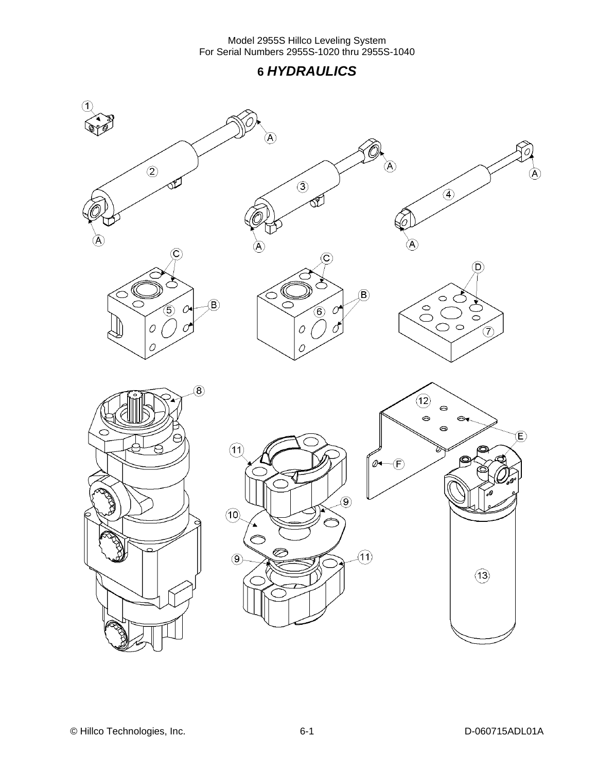# 6 *HYDRAULICS*

1

2

3

4

5

6

7

8

9

10

11

12

13

A

B

C

D

E

F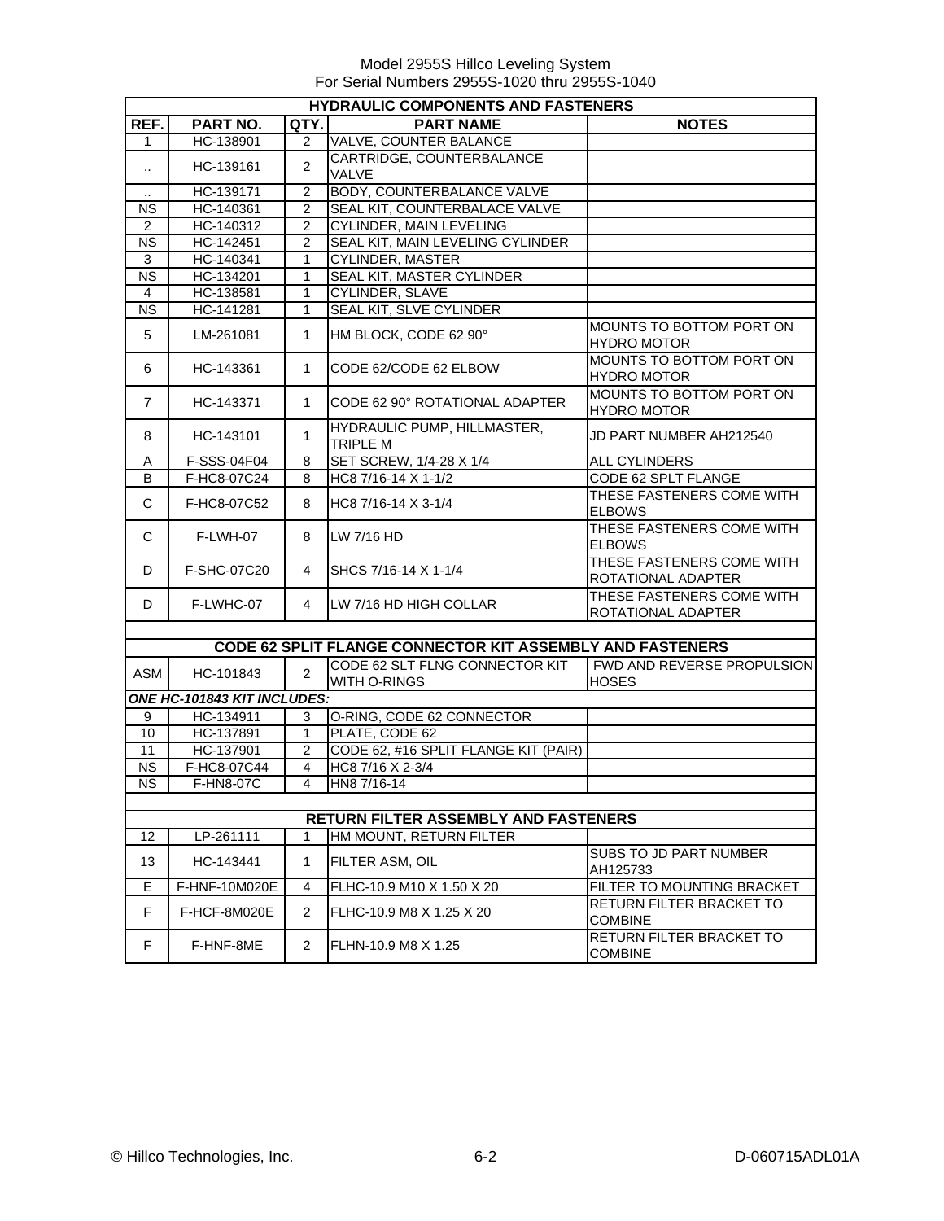Model 2955S Hillco Leveling System
For Serial Numbers 2955S-1020 thru 2955S-1040

| HYDRAULIC COMPONENTS AND FASTENERS | | | | |
|---|---|---|---|---|
| **REF.** | **PART NO.** | **QTY.** | **PART NAME** | **NOTES** |
| 1 | HC-138901 | 2 | VALVE, COUNTER BALANCE | |
| .. | HC-139161 | 2 | CARTRIDGE, COUNTERBALANCE VALVE | |
| .. | HC-139171 | 2 | BODY, COUNTERBALANCE VALVE | |
| NS | HC-140361 | 2 | SEAL KIT, COUNTERBALACE VALVE | |
| 2 | HC-140312 | 2 | CYLINDER, MAIN LEVELING | |
| NS | HC-142451 | 2 | SEAL KIT, MAIN LEVELING CYLINDER | |
| 3 | HC-140341 | 1 | CYLINDER, MASTER | |
| NS | HC-134201 | 1 | SEAL KIT, MASTER CYLINDER | |
| 4 | HC-138581 | 1 | CYLINDER, SLAVE | |
| NS | HC-141281 | 1 | SEAL KIT, SLVE CYLINDER | |
| 5 | LM-261081 | 1 | HM BLOCK, CODE 62 90° | MOUNTS TO BOTTOM PORT ON HYDRO MOTOR |
| 6 | HC-143361 | 1 | CODE 62/CODE 62 ELBOW | MOUNTS TO BOTTOM PORT ON HYDRO MOTOR |
| 7 | HC-143371 | 1 | CODE 62 90° ROTATIONAL ADAPTER | MOUNTS TO BOTTOM PORT ON HYDRO MOTOR |
| 8 | HC-143101 | 1 | HYDRAULIC PUMP, HILLMASTER, TRIPLE M | JD PART NUMBER AH212540 |
| A | F-SSS-04F04 | 8 | SET SCREW, 1/4-28 X 1/4 | ALL CYLINDERS |
| B | F-HC8-07C24 | 8 | HC8 7/16-14 X 1-1/2 | CODE 62 SPLT FLANGE |
| C | F-HC8-07C52 | 8 | HC8 7/16-14 X 3-1/4 | THESE FASTENERS COME WITH ELBOWS |
| C | F-LWH-07 | 8 | LW 7/16 HD | THESE FASTENERS COME WITH ELBOWS |
| D | F-SHC-07C20 | 4 | SHCS 7/16-14 X 1-1/4 | THESE FASTENERS COME WITH ROTATIONAL ADAPTER |
| D | F-LWHC-07 | 4 | LW 7/16 HD HIGH COLLAR | THESE FASTENERS COME WITH ROTATIONAL ADAPTER |

| CODE 62 SPLIT FLANGE CONNECTOR KIT ASSEMBLY AND FASTENERS | | | | |
|---|---|---|---|---|
| ASM | HC-101843 | 2 | CODE 62 SLT FLNG CONNECTOR KIT WITH O-RINGS | FWD AND REVERSE PROPULSION HOSES |
| ***ONE HC-101843 KIT INCLUDES:*** | | | | |
| 9 | HC-134911 | 3 | O-RING, CODE 62 CONNECTOR | |
| 10 | HC-137891 | 1 | PLATE, CODE 62 | |
| 11 | HC-137901 | 2 | CODE 62, #16 SPLIT FLANGE KIT (PAIR) | |
| NS | F-HC8-07C44 | 4 | HC8 7/16 X 2-3/4 | |
| NS | F-HN8-07C | 4 | HN8 7/16-14 | |

| RETURN FILTER ASSEMBLY AND FASTENERS | | | | |
|---|---|---|---|---|
| 12 | LP-261111 | 1 | HM MOUNT, RETURN FILTER | |
| 13 | HC-143441 | 1 | FILTER ASM, OIL | SUBS TO JD PART NUMBER AH125733 |
| E | F-HNF-10M020E | 4 | FLHC-10.9 M10 X 1.50 X 20 | FILTER TO MOUNTING BRACKET |
| F | F-HCF-8M020E | 2 | FLHC-10.9 M8 X 1.25 X 20 | RETURN FILTER BRACKET TO COMBINE |
| F | F-HNF-8ME | 2 | FLHN-10.9 M8 X 1.25 | RETURN FILTER BRACKET TO COMBINE |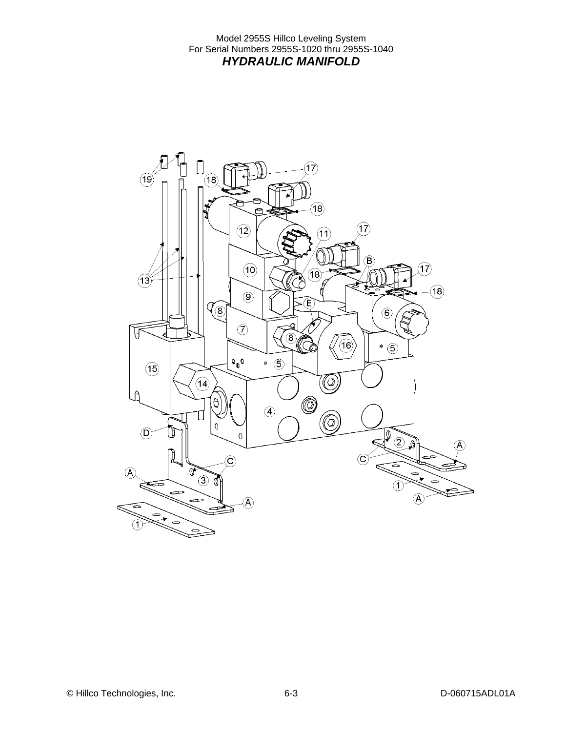Model 2955S Hillco Leveling System
For Serial Numbers 2955S-1020 thru 2955S-1040

## *HYDRAULIC MANIFOLD*

19
18
17
18
12
11
17
B
10
18
17
13
9
18
8
E
6
7
8
16
5
5
15
14
4
D
2
A
C
C
A
3
1
A
A
1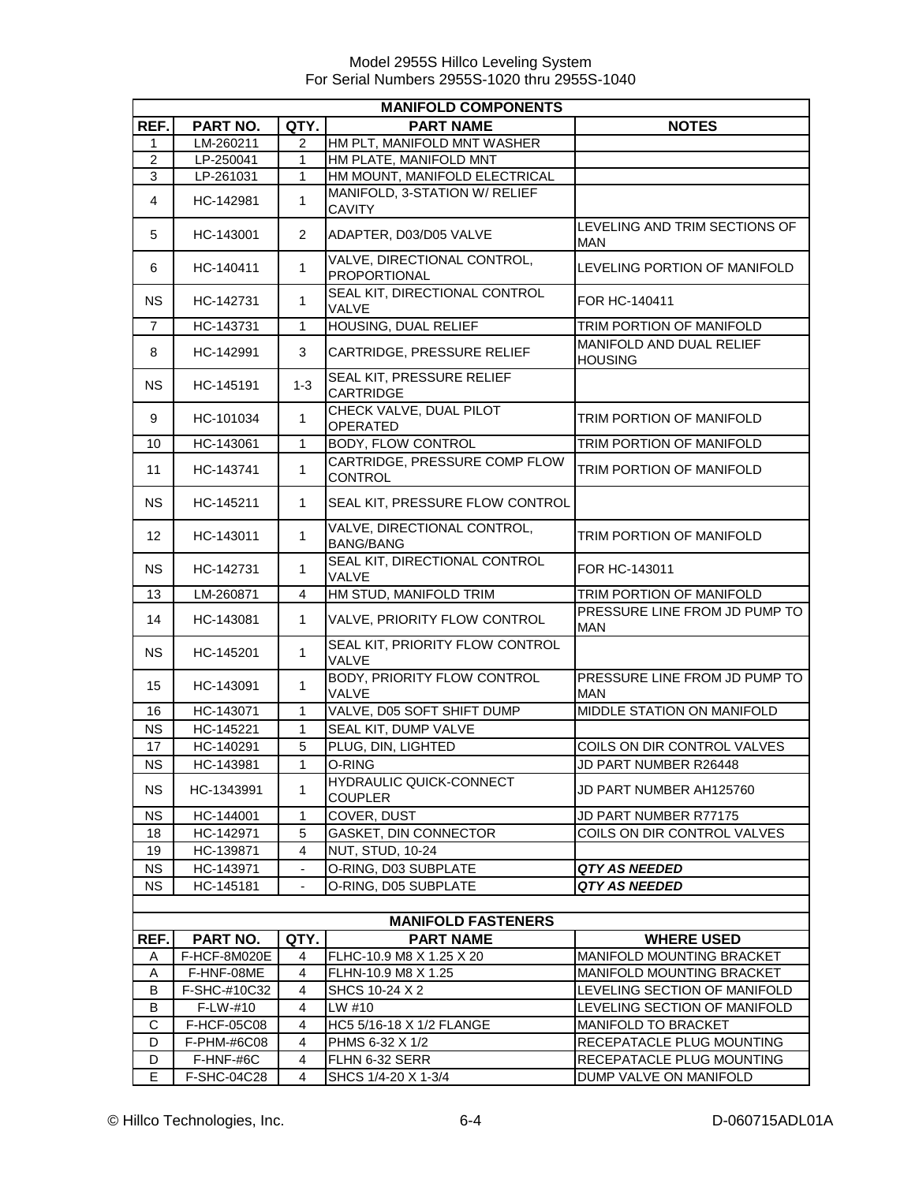Model 2955S Hillco Leveling System
For Serial Numbers 2955S-1020 thru 2955S-1040

| MANIFOLD COMPONENTS | | | | |
|---|---|---|---|---|
| **REF.** | **PART NO.** | **QTY.** | **PART NAME** | **NOTES** |
| 1 | LM-260211 | 2 | HM PLT, MANIFOLD MNT WASHER | |
| 2 | LP-250041 | 1 | HM PLATE, MANIFOLD MNT | |
| 3 | LP-261031 | 1 | HM MOUNT, MANIFOLD ELECTRICAL | |
| 4 | HC-142981 | 1 | MANIFOLD, 3-STATION W/ RELIEF CAVITY | |
| 5 | HC-143001 | 2 | ADAPTER, D03/D05 VALVE | LEVELING AND TRIM SECTIONS OF MAN |
| 6 | HC-140411 | 1 | VALVE, DIRECTIONAL CONTROL, PROPORTIONAL | LEVELING PORTION OF MANIFOLD |
| NS | HC-142731 | 1 | SEAL KIT, DIRECTIONAL CONTROL VALVE | FOR HC-140411 |
| 7 | HC-143731 | 1 | HOUSING, DUAL RELIEF | TRIM PORTION OF MANIFOLD |
| 8 | HC-142991 | 3 | CARTRIDGE, PRESSURE RELIEF | MANIFOLD AND DUAL RELIEF HOUSING |
| NS | HC-145191 | 1-3 | SEAL KIT, PRESSURE RELIEF CARTRIDGE | |
| 9 | HC-101034 | 1 | CHECK VALVE, DUAL PILOT OPERATED | TRIM PORTION OF MANIFOLD |
| 10 | HC-143061 | 1 | BODY, FLOW CONTROL | TRIM PORTION OF MANIFOLD |
| 11 | HC-143741 | 1 | CARTRIDGE, PRESSURE COMP FLOW CONTROL | TRIM PORTION OF MANIFOLD |
| NS | HC-145211 | 1 | SEAL KIT, PRESSURE FLOW CONTROL | |
| 12 | HC-143011 | 1 | VALVE, DIRECTIONAL CONTROL, BANG/BANG | TRIM PORTION OF MANIFOLD |
| NS | HC-142731 | 1 | SEAL KIT, DIRECTIONAL CONTROL VALVE | FOR HC-143011 |
| 13 | LM-260871 | 4 | HM STUD, MANIFOLD TRIM | TRIM PORTION OF MANIFOLD |
| 14 | HC-143081 | 1 | VALVE, PRIORITY FLOW CONTROL | PRESSURE LINE FROM JD PUMP TO MAN |
| NS | HC-145201 | 1 | SEAL KIT, PRIORITY FLOW CONTROL VALVE | |
| 15 | HC-143091 | 1 | BODY, PRIORITY FLOW CONTROL VALVE | PRESSURE LINE FROM JD PUMP TO MAN |
| 16 | HC-143071 | 1 | VALVE, D05 SOFT SHIFT DUMP | MIDDLE STATION ON MANIFOLD |
| NS | HC-145221 | 1 | SEAL KIT, DUMP VALVE | |
| 17 | HC-140291 | 5 | PLUG, DIN, LIGHTED | COILS ON DIR CONTROL VALVES |
| NS | HC-143981 | 1 | O-RING | JD PART NUMBER R26448 |
| NS | HC-1343991 | 1 | HYDRAULIC QUICK-CONNECT COUPLER | JD PART NUMBER AH125760 |
| NS | HC-144001 | 1 | COVER, DUST | JD PART NUMBER R77175 |
| 18 | HC-142971 | 5 | GASKET, DIN CONNECTOR | COILS ON DIR CONTROL VALVES |
| 19 | HC-139871 | 4 | NUT, STUD, 10-24 | |
| NS | HC-143971 | - | O-RING, D03 SUBPLATE | ***QTY AS NEEDED*** |
| NS | HC-145181 | - | O-RING, D05 SUBPLATE | ***QTY AS NEEDED*** |

| MANIFOLD FASTENERS | | | | |
|---|---|---|---|---|
| **REF.** | **PART NO.** | **QTY.** | **PART NAME** | **WHERE USED** |
| A | F-HCF-8M020E | 4 | FLHC-10.9 M8 X 1.25 X 20 | MANIFOLD MOUNTING BRACKET |
| A | F-HNF-08ME | 4 | FLHN-10.9 M8 X 1.25 | MANIFOLD MOUNTING BRACKET |
| B | F-SHC-#10C32 | 4 | SHCS 10-24 X 2 | LEVELING SECTION OF MANIFOLD |
| B | F-LW-#10 | 4 | LW #10 | LEVELING SECTION OF MANIFOLD |
| C | F-HCF-05C08 | 4 | HC5 5/16-18 X 1/2 FLANGE | MANIFOLD TO BRACKET |
| D | F-PHM-#6C08 | 4 | PHMS 6-32 X 1/2 | RECEPATACLE PLUG MOUNTING |
| D | F-HNF-#6C | 4 | FLHN 6-32 SERR | RECEPATACLE PLUG MOUNTING |
| E | F-SHC-04C28 | 4 | SHCS 1/4-20 X 1-3/4 | DUMP VALVE ON MANIFOLD |

© Hillco Technologies, Inc. D-060715ADL01A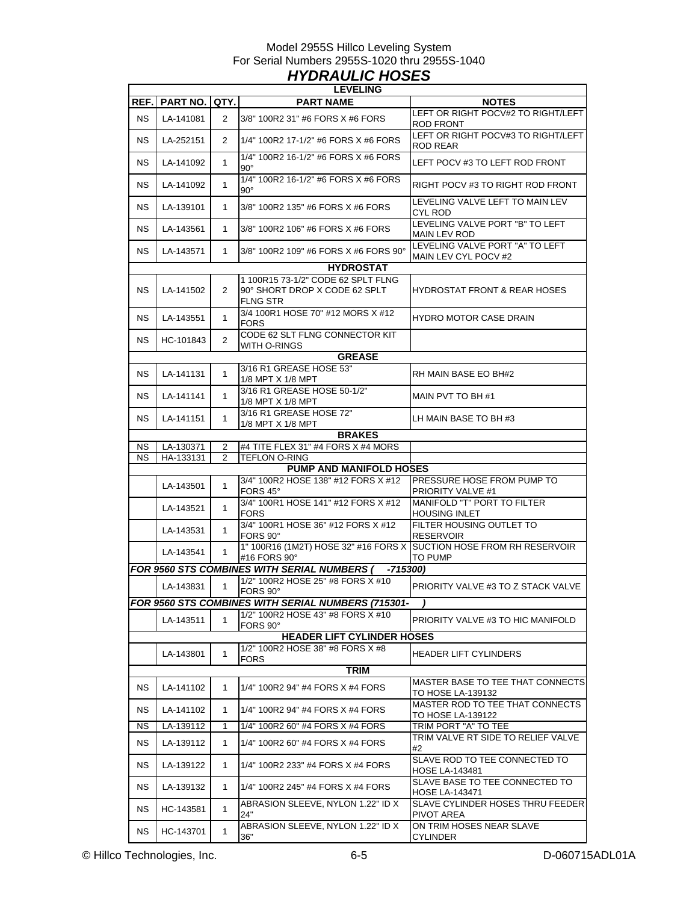Model 2955S Hillco Leveling System
For Serial Numbers 2955S-1020 thru 2955S-1040

# *HYDRAULIC HOSES*

| REF. | PART NO. | QTY. | PART NAME | NOTES |
|---|---|---|---|---|
| **LEVELING** | | | | |
| NS | LA-141081 | 2 | 3/8" 100R2 31" #6 FORS X #6 FORS | LEFT OR RIGHT POCV#2 TO RIGHT/LEFT ROD FRONT |
| NS | LA-252151 | 2 | 1/4" 100R2 17-1/2" #6 FORS X #6 FORS | LEFT OR RIGHT POCV#3 TO RIGHT/LEFT ROD REAR |
| NS | LA-141092 | 1 | 1/4" 100R2 16-1/2" #6 FORS X #6 FORS 90° | LEFT POCV #3 TO LEFT ROD FRONT |
| NS | LA-141092 | 1 | 1/4" 100R2 16-1/2" #6 FORS X #6 FORS 90° | RIGHT POCV #3 TO RIGHT ROD FRONT |
| NS | LA-139101 | 1 | 3/8" 100R2 135" #6 FORS X #6 FORS | LEVELING VALVE LEFT TO MAIN LEV CYL ROD |
| NS | LA-143561 | 1 | 3/8" 100R2 106" #6 FORS X #6 FORS | LEVELING VALVE PORT "B" TO LEFT MAIN LEV ROD |
| NS | LA-143571 | 1 | 3/8" 100R2 109" #6 FORS X #6 FORS 90° | LEVELING VALVE PORT "A" TO LEFT MAIN LEV CYL POCV #2 |
| **HYDROSTAT** | | | | |
| NS | LA-141502 | 2 | 1 100R15 73-1/2" CODE 62 SPLT FLNG 90° SHORT DROP X CODE 62 SPLT FLNG STR | HYDROSTAT FRONT & REAR HOSES |
| NS | LA-143551 | 1 | 3/4 100R1 HOSE 70" #12 MORS X #12 FORS | HYDRO MOTOR CASE DRAIN |
| NS | HC-101843 | 2 | CODE 62 SLT FLNG CONNECTOR KIT WITH O-RINGS | |
| **GREASE** | | | | |
| NS | LA-141131 | 1 | 3/16 R1 GREASE HOSE 53" 1/8 MPT X 1/8 MPT | RH MAIN BASE EO BH#2 |
| NS | LA-141141 | 1 | 3/16 R1 GREASE HOSE 50-1/2" 1/8 MPT X 1/8 MPT | MAIN PVT TO BH #1 |
| NS | LA-141151 | 1 | 3/16 R1 GREASE HOSE 72" 1/8 MPT X 1/8 MPT | LH MAIN BASE TO BH #3 |
| **BRAKES** | | | | |
| NS | LA-130371 | 2 | #4 TITE FLEX 31" #4 FORS X #4 MORS | |
| NS | HA-133131 | 2 | TEFLON O-RING | |
| **PUMP AND MANIFOLD HOSES** | | | | |
| | LA-143501 | 1 | 3/4" 100R2 HOSE 138" #12 FORS X #12 FORS 45° | PRESSURE HOSE FROM PUMP TO PRIORITY VALVE #1 |
| | LA-143521 | 1 | 3/4" 100R1 HOSE 141" #12 FORS X #12 FORS | MANIFOLD "T" PORT TO FILTER HOUSING INLET |
| | LA-143531 | 1 | 3/4" 100R1 HOSE 36" #12 FORS X #12 FORS 90° | FILTER HOUSING OUTLET TO RESERVOIR |
| | LA-143541 | 1 | 1" 100R16 (1M2T) HOSE 32" #16 FORS X #16 FORS 90° | SUCTION HOSE FROM RH RESERVOIR TO PUMP |
| ***FOR 9560 STS COMBINES WITH SERIAL NUMBERS ( -715300)*** | | | | |
| | LA-143831 | 1 | 1/2" 100R2 HOSE 25" #8 FORS X #10 FORS 90° | PRIORITY VALVE #3 TO Z STACK VALVE |
| ***FOR 9560 STS COMBINES WITH SERIAL NUMBERS (715301- )*** | | | | |
| | LA-143511 | 1 | 1/2" 100R2 HOSE 43" #8 FORS X #10 FORS 90° | PRIORITY VALVE #3 TO HIC MANIFOLD |
| **HEADER LIFT CYLINDER HOSES** | | | | |
| | LA-143801 | 1 | 1/2" 100R2 HOSE 38" #8 FORS X #8 FORS | HEADER LIFT CYLINDERS |
| **TRIM** | | | | |
| NS | LA-141102 | 1 | 1/4" 100R2 94" #4 FORS X #4 FORS | MASTER BASE TO TEE THAT CONNECTS TO HOSE LA-139132 |
| NS | LA-141102 | 1 | 1/4" 100R2 94" #4 FORS X #4 FORS | MASTER ROD TO TEE THAT CONNECTS TO HOSE LA-139122 |
| NS | LA-139112 | 1 | 1/4" 100R2 60" #4 FORS X #4 FORS | TRIM PORT "A" TO TEE |
| NS | LA-139112 | 1 | 1/4" 100R2 60" #4 FORS X #4 FORS | TRIM VALVE RT SIDE TO RELIEF VALVE #2 |
| NS | LA-139122 | 1 | 1/4" 100R2 233" #4 FORS X #4 FORS | SLAVE ROD TO TEE CONNECTED TO HOSE LA-143481 |
| NS | LA-139132 | 1 | 1/4" 100R2 245" #4 FORS X #4 FORS | SLAVE BASE TO TEE CONNECTED TO HOSE LA-143471 |
| NS | HC-143581 | 1 | ABRASION SLEEVE, NYLON 1.22" ID X 24" | SLAVE CYLINDER HOSES THRU FEEDER PIVOT AREA |
| NS | HC-143701 | 1 | ABRASION SLEEVE, NYLON 1.22" ID X 36" | ON TRIM HOSES NEAR SLAVE CYLINDER |

© Hillco Technologies, Inc. 6-5 D-060715ADL01A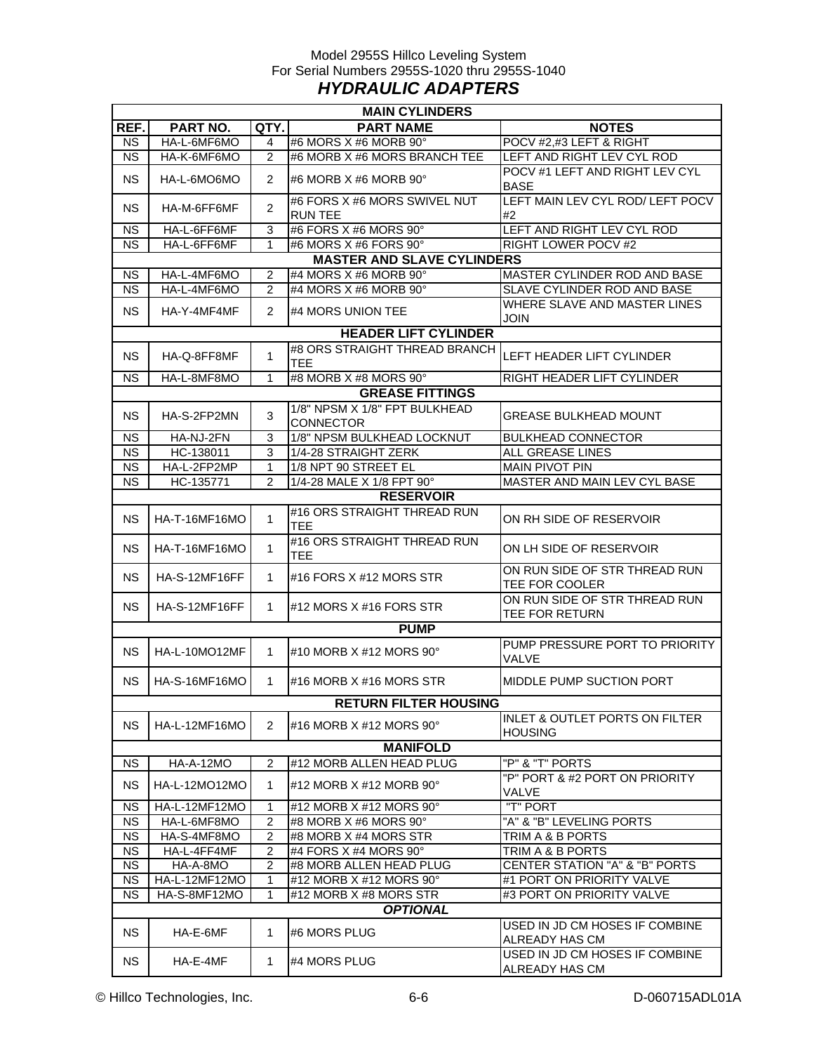Model 2955S Hillco Leveling System
For Serial Numbers 2955S-1020 thru 2955S-1040

# *HYDRAULIC ADAPTERS*

| REF. | PART NO. | QTY. | PART NAME | NOTES |
|---|---|---|---|---|
| | | | **MAIN CYLINDERS** | |
| NS | HA-L-6MF6MO | 4 | #6 MORS X #6 MORB 90° | POCV #2,#3 LEFT & RIGHT |
| NS | HA-K-6MF6MO | 2 | #6 MORB X #6 MORS BRANCH TEE | LEFT AND RIGHT LEV CYL ROD |
| NS | HA-L-6MO6MO | 2 | #6 MORB X #6 MORB 90° | POCV #1 LEFT AND RIGHT LEV CYL BASE |
| NS | HA-M-6FF6MF | 2 | #6 FORS X #6 MORS SWIVEL NUT RUN TEE | LEFT MAIN LEV CYL ROD/ LEFT POCV #2 |
| NS | HA-L-6FF6MF | 3 | #6 FORS X #6 MORS 90° | LEFT AND RIGHT LEV CYL ROD |
| NS | HA-L-6FF6MF | 1 | #6 MORS X #6 FORS 90° | RIGHT LOWER POCV #2 |
| | | | **MASTER AND SLAVE CYLINDERS** | |
| NS | HA-L-4MF6MO | 2 | #4 MORS X #6 MORB 90° | MASTER CYLINDER ROD AND BASE |
| NS | HA-L-4MF6MO | 2 | #4 MORS X #6 MORB 90° | SLAVE CYLINDER ROD AND BASE |
| NS | HA-Y-4MF4MF | 2 | #4 MORS UNION TEE | WHERE SLAVE AND MASTER LINES JOIN |
| | | | **HEADER LIFT CYLINDER** | |
| NS | HA-Q-8FF8MF | 1 | #8 ORS STRAIGHT THREAD BRANCH TEE | LEFT HEADER LIFT CYLINDER |
| NS | HA-L-8MF8MO | 1 | #8 MORB X #8 MORS 90° | RIGHT HEADER LIFT CYLINDER |
| | | | **GREASE FITTINGS** | |
| NS | HA-S-2FP2MN | 3 | 1/8" NPSM X 1/8" FPT BULKHEAD CONNECTOR | GREASE BULKHEAD MOUNT |
| NS | HA-NJ-2FN | 3 | 1/8" NPSM BULKHEAD LOCKNUT | BULKHEAD CONNECTOR |
| NS | HC-138011 | 3 | 1/4-28 STRAIGHT ZERK | ALL GREASE LINES |
| NS | HA-L-2FP2MP | 1 | 1/8 NPT 90 STREET EL | MAIN PIVOT PIN |
| NS | HC-135771 | 2 | 1/4-28 MALE X 1/8 FPT 90° | MASTER AND MAIN LEV CYL BASE |
| | | | **RESERVOIR** | |
| NS | HA-T-16MF16MO | 1 | #16 ORS STRAIGHT THREAD RUN TEE | ON RH SIDE OF RESERVOIR |
| NS | HA-T-16MF16MO | 1 | #16 ORS STRAIGHT THREAD RUN TEE | ON LH SIDE OF RESERVOIR |
| NS | HA-S-12MF16FF | 1 | #16 FORS X #12 MORS STR | ON RUN SIDE OF STR THREAD RUN TEE FOR COOLER |
| NS | HA-S-12MF16FF | 1 | #12 MORS X #16 FORS STR | ON RUN SIDE OF STR THREAD RUN TEE FOR RETURN |
| | | | **PUMP** | |
| NS | HA-L-10MO12MF | 1 | #10 MORB X #12 MORS 90° | PUMP PRESSURE PORT TO PRIORITY VALVE |
| NS | HA-S-16MF16MO | 1 | #16 MORB X #16 MORS STR | MIDDLE PUMP SUCTION PORT |
| | | | **RETURN FILTER HOUSING** | |
| NS | HA-L-12MF16MO | 2 | #16 MORB X #12 MORS 90° | INLET & OUTLET PORTS ON FILTER HOUSING |
| | | | **MANIFOLD** | |
| NS | HA-A-12MO | 2 | #12 MORB ALLEN HEAD PLUG | "P" & "T" PORTS |
| NS | HA-L-12MO12MO | 1 | #12 MORB X #12 MORB 90° | "P" PORT & #2 PORT ON PRIORITY VALVE |
| NS | HA-L-12MF12MO | 1 | #12 MORB X #12 MORS 90° | "T" PORT |
| NS | HA-L-6MF8MO | 2 | #8 MORB X #6 MORS 90° | "A" & "B" LEVELING PORTS |
| NS | HA-S-4MF8MO | 2 | #8 MORB X #4 MORS STR | TRIM A & B PORTS |
| NS | HA-L-4FF4MF | 2 | #4 FORS X #4 MORS 90° | TRIM A & B PORTS |
| NS | HA-A-8MO | 2 | #8 MORB ALLEN HEAD PLUG | CENTER STATION "A" & "B" PORTS |
| NS | HA-L-12MF12MO | 1 | #12 MORB X #12 MORS 90° | #1 PORT ON PRIORITY VALVE |
| NS | HA-S-8MF12MO | 1 | #12 MORB X #8 MORS STR | #3 PORT ON PRIORITY VALVE |
| | | | ***OPTIONAL*** | |
| NS | HA-E-6MF | 1 | #6 MORS PLUG | USED IN JD CM HOSES IF COMBINE ALREADY HAS CM |
| NS | HA-E-4MF | 1 | #4 MORS PLUG | USED IN JD CM HOSES IF COMBINE ALREADY HAS CM |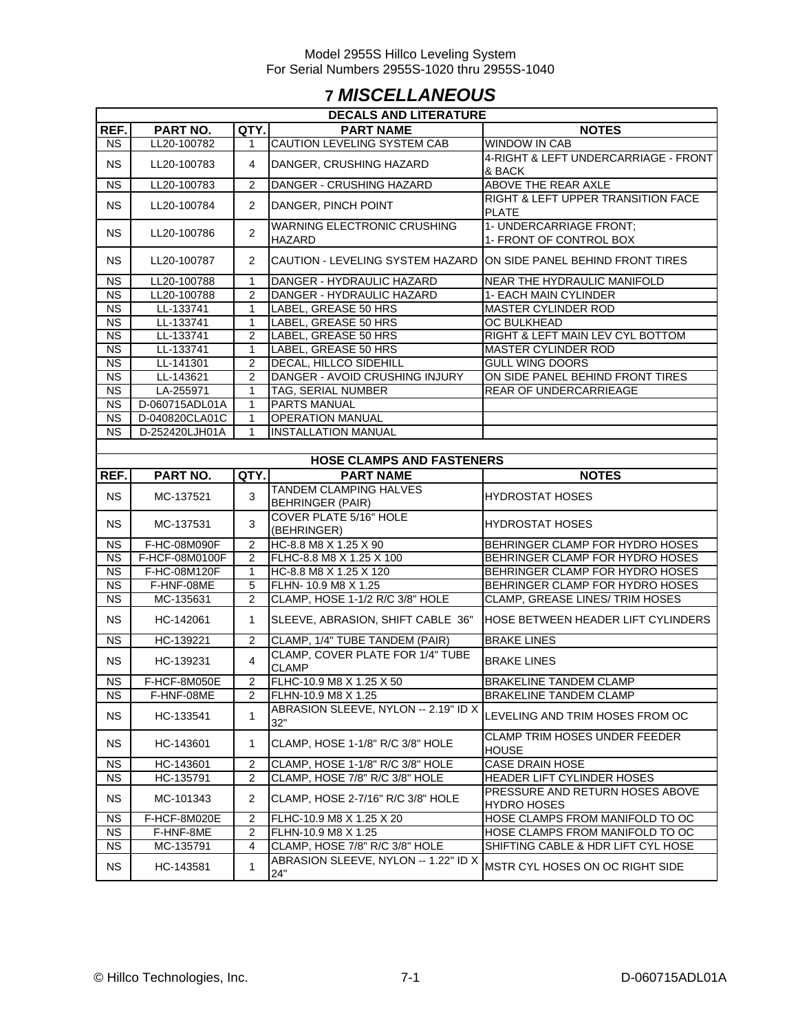# 7 *MISCELLANEOUS*

| DECALS AND LITERATURE | | | | |
|---|---|---|---|---|
| **REF.** | **PART NO.** | **QTY.** | **PART NAME** | **NOTES** |
| NS | LL20-100782 | 1 | CAUTION LEVELING SYSTEM CAB | WINDOW IN CAB |
| NS | LL20-100783 | 4 | DANGER, CRUSHING HAZARD | 4-RIGHT & LEFT UNDERCARRIAGE - FRONT & BACK |
| NS | LL20-100783 | 2 | DANGER - CRUSHING HAZARD | ABOVE THE REAR AXLE |
| NS | LL20-100784 | 2 | DANGER, PINCH POINT | RIGHT & LEFT UPPER TRANSITION FACE PLATE |
| NS | LL20-100786 | 2 | WARNING ELECTRONIC CRUSHING HAZARD | 1- UNDERCARRIAGE FRONT; 1- FRONT OF CONTROL BOX |
| NS | LL20-100787 | 2 | CAUTION - LEVELING SYSTEM HAZARD | ON SIDE PANEL BEHIND FRONT TIRES |
| NS | LL20-100788 | 1 | DANGER - HYDRAULIC HAZARD | NEAR THE HYDRAULIC MANIFOLD |
| NS | LL20-100788 | 2 | DANGER - HYDRAULIC HAZARD | 1- EACH MAIN CYLINDER |
| NS | LL-133741 | 1 | LABEL, GREASE 50 HRS | MASTER CYLINDER ROD |
| NS | LL-133741 | 1 | LABEL, GREASE 50 HRS | OC BULKHEAD |
| NS | LL-133741 | 2 | LABEL, GREASE 50 HRS | RIGHT & LEFT MAIN LEV CYL BOTTOM |
| NS | LL-133741 | 1 | LABEL, GREASE 50 HRS | MASTER CYLINDER ROD |
| NS | LL-141301 | 2 | DECAL, HILLCO SIDEHILL | GULL WING DOORS |
| NS | LL-143621 | 2 | DANGER - AVOID CRUSHING INJURY | ON SIDE PANEL BEHIND FRONT TIRES |
| NS | LA-255971 | 1 | TAG, SERIAL NUMBER | REAR OF UNDERCARRIEAGE |
| NS | D-060715ADL01A | 1 | PARTS MANUAL | |
| NS | D-040820CLA01C | 1 | OPERATION MANUAL | |
| NS | D-252420LJH01A | 1 | INSTALLATION MANUAL | |

| HOSE CLAMPS AND FASTENERS | | | | |
|---|---|---|---|---|
| **REF.** | **PART NO.** | **QTY.** | **PART NAME** | **NOTES** |
| NS | MC-137521 | 3 | TANDEM CLAMPING HALVES BEHRINGER (PAIR) | HYDROSTAT HOSES |
| NS | MC-137531 | 3 | COVER PLATE 5/16" HOLE (BEHRINGER) | HYDROSTAT HOSES |
| NS | F-HC-08M090F | 2 | HC-8.8 M8 X 1.25 X 90 | BEHRINGER CLAMP FOR HYDRO HOSES |
| NS | F-HCF-08M0100F | 2 | FLHC-8.8 M8 X 1.25 X 100 | BEHRINGER CLAMP FOR HYDRO HOSES |
| NS | F-HC-08M120F | 1 | HC-8.8 M8 X 1.25 X 120 | BEHRINGER CLAMP FOR HYDRO HOSES |
| NS | F-HNF-08ME | 5 | FLHN- 10.9 M8 X 1.25 | BEHRINGER CLAMP FOR HYDRO HOSES |
| NS | MC-135631 | 2 | CLAMP, HOSE 1-1/2 R/C 3/8" HOLE | CLAMP, GREASE LINES/ TRIM HOSES |
| NS | HC-142061 | 1 | SLEEVE, ABRASION, SHIFT CABLE 36" | HOSE BETWEEN HEADER LIFT CYLINDERS |
| NS | HC-139221 | 2 | CLAMP, 1/4" TUBE TANDEM (PAIR) | BRAKE LINES |
| NS | HC-139231 | 4 | CLAMP, COVER PLATE FOR 1/4" TUBE CLAMP | BRAKE LINES |
| NS | F-HCF-8M050E | 2 | FLHC-10.9 M8 X 1.25 X 50 | BRAKELINE TANDEM CLAMP |
| NS | F-HNF-08ME | 2 | FLHN-10.9 M8 X 1.25 | BRAKELINE TANDEM CLAMP |
| NS | HC-133541 | 1 | ABRASION SLEEVE, NYLON -- 2.19" ID X 32" | LEVELING AND TRIM HOSES FROM OC |
| NS | HC-143601 | 1 | CLAMP, HOSE 1-1/8" R/C 3/8" HOLE | CLAMP TRIM HOSES UNDER FEEDER HOUSE |
| NS | HC-143601 | 2 | CLAMP, HOSE 1-1/8" R/C 3/8" HOLE | CASE DRAIN HOSE |
| NS | HC-135791 | 2 | CLAMP, HOSE 7/8" R/C 3/8" HOLE | HEADER LIFT CYLINDER HOSES |
| NS | MC-101343 | 2 | CLAMP, HOSE 2-7/16" R/C 3/8" HOLE | PRESSURE AND RETURN HOSES ABOVE HYDRO HOSES |
| NS | F-HCF-8M020E | 2 | FLHC-10.9 M8 X 1.25 X 20 | HOSE CLAMPS FROM MANIFOLD TO OC |
| NS | F-HNF-8ME | 2 | FLHN-10.9 M8 X 1.25 | HOSE CLAMPS FROM MANIFOLD TO OC |
| NS | MC-135791 | 4 | CLAMP, HOSE 7/8" R/C 3/8" HOLE | SHIFTING CABLE & HDR LIFT CYL HOSE |
| NS | HC-143581 | 1 | ABRASION SLEEVE, NYLON -- 1.22" ID X 24" | MSTR CYL HOSES ON OC RIGHT SIDE |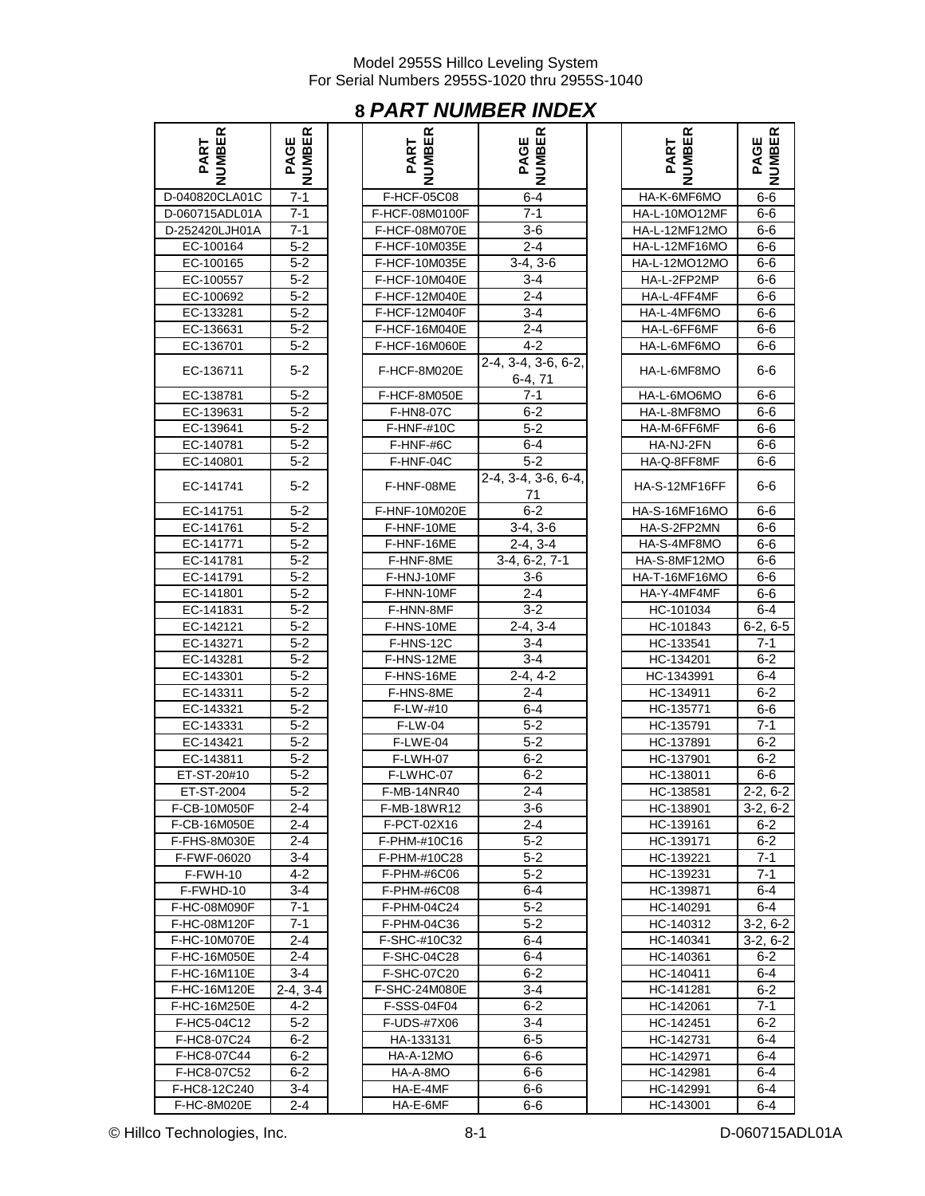# 8 *PART NUMBER INDEX*

| PART NUMBER | PAGE NUMBER | | PART NUMBER | PAGE NUMBER | | PART NUMBER | PAGE NUMBER |
|---|---|---|---|---|---|---|---|
| D-040820CLA01C | 7-1 | | F-HCF-05C08 | 6-4 | | HA-K-6MF6MO | 6-6 |
| D-060715ADL01A | 7-1 | | F-HCF-08M0100F | 7-1 | | HA-L-10MO12MF | 6-6 |
| D-252420LJH01A | 7-1 | | F-HCF-08M070E | 3-6 | | HA-L-12MF12MO | 6-6 |
| EC-100164 | 5-2 | | F-HCF-10M035E | 2-4 | | HA-L-12MF16MO | 6-6 |
| EC-100165 | 5-2 | | F-HCF-10M035E | 3-4, 3-6 | | HA-L-12MO12MO | 6-6 |
| EC-100557 | 5-2 | | F-HCF-10M040E | 3-4 | | HA-L-2FP2MP | 6-6 |
| EC-100692 | 5-2 | | F-HCF-12M040E | 2-4 | | HA-L-4FF4MF | 6-6 |
| EC-133281 | 5-2 | | F-HCF-12M040F | 3-4 | | HA-L-4MF6MO | 6-6 |
| EC-136631 | 5-2 | | F-HCF-16M040E | 2-4 | | HA-L-6FF6MF | 6-6 |
| EC-136701 | 5-2 | | F-HCF-16M060E | 4-2 | | HA-L-6MF6MO | 6-6 |
| EC-136711 | 5-2 | | F-HCF-8M020E | 2-4, 3-4, 3-6, 6-2, 6-4, 71 | | HA-L-6MF8MO | 6-6 |
| EC-138781 | 5-2 | | F-HCF-8M050E | 7-1 | | HA-L-6MO6MO | 6-6 |
| EC-139631 | 5-2 | | F-HN8-07C | 6-2 | | HA-L-8MF8MO | 6-6 |
| EC-139641 | 5-2 | | F-HNF-#10C | 5-2 | | HA-M-6FF6MF | 6-6 |
| EC-140781 | 5-2 | | F-HNF-#6C | 6-4 | | HA-NJ-2FN | 6-6 |
| EC-140801 | 5-2 | | F-HNF-04C | 5-2 | | HA-Q-8FF8MF | 6-6 |
| EC-141741 | 5-2 | | F-HNF-08ME | 2-4, 3-4, 3-6, 6-4, 71 | | HA-S-12MF16FF | 6-6 |
| EC-141751 | 5-2 | | F-HNF-10M020E | 6-2 | | HA-S-16MF16MO | 6-6 |
| EC-141761 | 5-2 | | F-HNF-10ME | 3-4, 3-6 | | HA-S-2FP2MN | 6-6 |
| EC-141771 | 5-2 | | F-HNF-16ME | 2-4, 3-4 | | HA-S-4MF8MO | 6-6 |
| EC-141781 | 5-2 | | F-HNF-8ME | 3-4, 6-2, 7-1 | | HA-S-8MF12MO | 6-6 |
| EC-141791 | 5-2 | | F-HNJ-10MF | 3-6 | | HA-T-16MF16MO | 6-6 |
| EC-141801 | 5-2 | | F-HNN-10MF | 2-4 | | HA-Y-4MF4MF | 6-6 |
| EC-141831 | 5-2 | | F-HNN-8MF | 3-2 | | HC-101034 | 6-4 |
| EC-142121 | 5-2 | | F-HNS-10ME | 2-4, 3-4 | | HC-101843 | 6-2, 6-5 |
| EC-143271 | 5-2 | | F-HNS-12C | 3-4 | | HC-133541 | 7-1 |
| EC-143281 | 5-2 | | F-HNS-12ME | 3-4 | | HC-134201 | 6-2 |
| EC-143301 | 5-2 | | F-HNS-16ME | 2-4, 4-2 | | HC-1343991 | 6-4 |
| EC-143311 | 5-2 | | F-HNS-8ME | 2-4 | | HC-134911 | 6-2 |
| EC-143321 | 5-2 | | F-LW-#10 | 6-4 | | HC-135771 | 6-6 |
| EC-143331 | 5-2 | | F-LW-04 | 5-2 | | HC-135791 | 7-1 |
| EC-143421 | 5-2 | | F-LWE-04 | 5-2 | | HC-137891 | 6-2 |
| EC-143811 | 5-2 | | F-LWH-07 | 6-2 | | HC-137901 | 6-2 |
| ET-ST-20#10 | 5-2 | | F-LWHC-07 | 6-2 | | HC-138011 | 6-6 |
| ET-ST-2004 | 5-2 | | F-MB-14NR40 | 2-4 | | HC-138581 | 2-2, 6-2 |
| F-CB-10M050F | 2-4 | | F-MB-18WR12 | 3-6 | | HC-138901 | 3-2, 6-2 |
| F-CB-16M050E | 2-4 | | F-PCT-02X16 | 2-4 | | HC-139161 | 6-2 |
| F-FHS-8M030E | 2-4 | | F-PHM-#10C16 | 5-2 | | HC-139171 | 6-2 |
| F-FWF-06020 | 3-4 | | F-PHM-#10C28 | 5-2 | | HC-139221 | 7-1 |
| F-FWH-10 | 4-2 | | F-PHM-#6C06 | 5-2 | | HC-139231 | 7-1 |
| F-FWHD-10 | 3-4 | | F-PHM-#6C08 | 6-4 | | HC-139871 | 6-4 |
| F-HC-08M090F | 7-1 | | F-PHM-04C24 | 5-2 | | HC-140291 | 6-4 |
| F-HC-08M120F | 7-1 | | F-PHM-04C36 | 5-2 | | HC-140312 | 3-2, 6-2 |
| F-HC-10M070E | 2-4 | | F-SHC-#10C32 | 6-4 | | HC-140341 | 3-2, 6-2 |
| F-HC-16M050E | 2-4 | | F-SHC-04C28 | 6-4 | | HC-140361 | 6-2 |
| F-HC-16M110E | 3-4 | | F-SHC-07C20 | 6-2 | | HC-140411 | 6-4 |
| F-HC-16M120E | 2-4, 3-4 | | F-SHC-24M080E | 3-4 | | HC-141281 | 6-2 |
| F-HC-16M250E | 4-2 | | F-SSS-04F04 | 6-2 | | HC-142061 | 7-1 |
| F-HC5-04C12 | 5-2 | | F-UDS-#7X06 | 3-4 | | HC-142451 | 6-2 |
| F-HC8-07C24 | 6-2 | | HA-133131 | 6-5 | | HC-142731 | 6-4 |
| F-HC8-07C44 | 6-2 | | HA-A-12MO | 6-6 | | HC-142971 | 6-4 |
| F-HC8-07C52 | 6-2 | | HA-A-8MO | 6-6 | | HC-142981 | 6-4 |
| F-HC8-12C240 | 3-4 | | HA-E-4MF | 6-6 | | HC-142991 | 6-4 |
| F-HC-8M020E | 2-4 | | HA-E-6MF | 6-6 | | HC-143001 | 6-4 |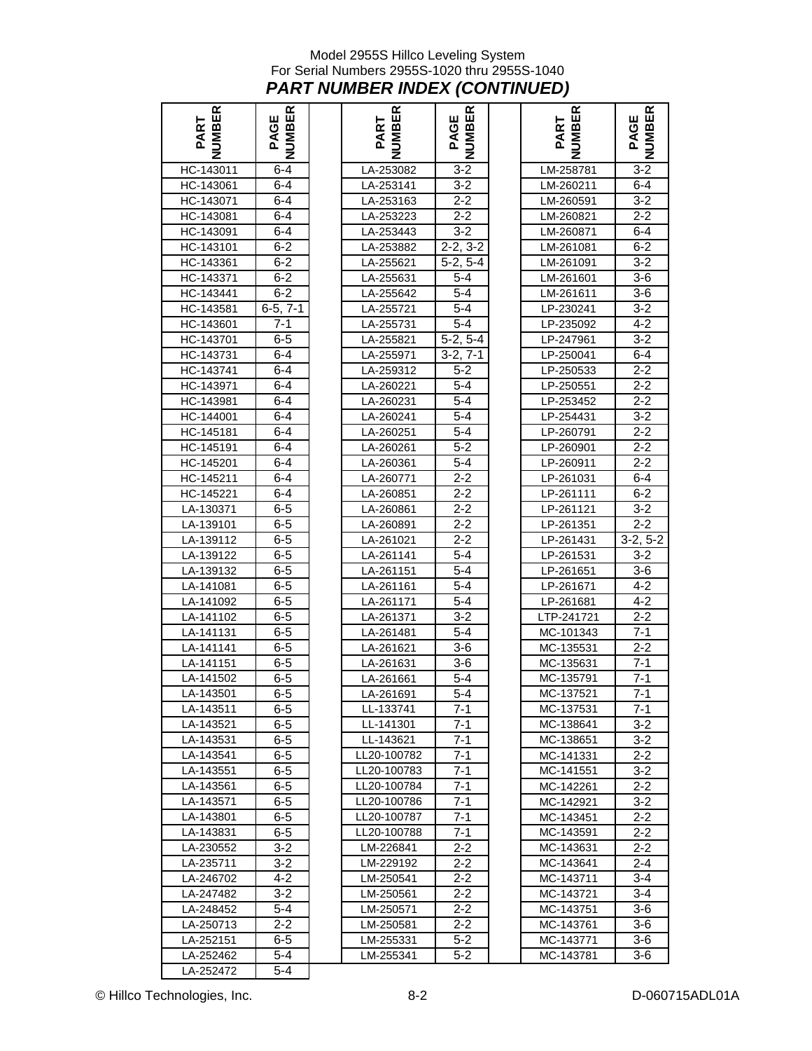Model 2955S Hillco Leveling System
For Serial Numbers 2955S-1020 thru 2955S-1040

# *PART NUMBER INDEX (CONTINUED)*

| PART NUMBER | PAGE NUMBER | | PART NUMBER | PAGE NUMBER | | PART NUMBER | PAGE NUMBER |
|---|---|---|---|---|---|---|---|
| HC-143011 | 6-4 | | LA-253082 | 3-2 | | LM-258781 | 3-2 |
| HC-143061 | 6-4 | | LA-253141 | 3-2 | | LM-260211 | 6-4 |
| HC-143071 | 6-4 | | LA-253163 | 2-2 | | LM-260591 | 3-2 |
| HC-143081 | 6-4 | | LA-253223 | 2-2 | | LM-260821 | 2-2 |
| HC-143091 | 6-4 | | LA-253443 | 3-2 | | LM-260871 | 6-4 |
| HC-143101 | 6-2 | | LA-253882 | 2-2, 3-2 | | LM-261081 | 6-2 |
| HC-143361 | 6-2 | | LA-255621 | 5-2, 5-4 | | LM-261091 | 3-2 |
| HC-143371 | 6-2 | | LA-255631 | 5-4 | | LM-261601 | 3-6 |
| HC-143441 | 6-2 | | LA-255642 | 5-4 | | LM-261611 | 3-6 |
| HC-143581 | 6-5, 7-1 | | LA-255721 | 5-4 | | LP-230241 | 3-2 |
| HC-143601 | 7-1 | | LA-255731 | 5-4 | | LP-235092 | 4-2 |
| HC-143701 | 6-5 | | LA-255821 | 5-2, 5-4 | | LP-247961 | 3-2 |
| HC-143731 | 6-4 | | LA-255971 | 3-2, 7-1 | | LP-250041 | 6-4 |
| HC-143741 | 6-4 | | LA-259312 | 5-2 | | LP-250533 | 2-2 |
| HC-143971 | 6-4 | | LA-260221 | 5-4 | | LP-250551 | 2-2 |
| HC-143981 | 6-4 | | LA-260231 | 5-4 | | LP-253452 | 2-2 |
| HC-144001 | 6-4 | | LA-260241 | 5-4 | | LP-254431 | 3-2 |
| HC-145181 | 6-4 | | LA-260251 | 5-4 | | LP-260791 | 2-2 |
| HC-145191 | 6-4 | | LA-260261 | 5-2 | | LP-260901 | 2-2 |
| HC-145201 | 6-4 | | LA-260361 | 5-4 | | LP-260911 | 2-2 |
| HC-145211 | 6-4 | | LA-260771 | 2-2 | | LP-261031 | 6-4 |
| HC-145221 | 6-4 | | LA-260851 | 2-2 | | LP-261111 | 6-2 |
| LA-130371 | 6-5 | | LA-260861 | 2-2 | | LP-261121 | 3-2 |
| LA-139101 | 6-5 | | LA-260891 | 2-2 | | LP-261351 | 2-2 |
| LA-139112 | 6-5 | | LA-261021 | 2-2 | | LP-261431 | 3-2, 5-2 |
| LA-139122 | 6-5 | | LA-261141 | 5-4 | | LP-261531 | 3-2 |
| LA-139132 | 6-5 | | LA-261151 | 5-4 | | LP-261651 | 3-6 |
| LA-141081 | 6-5 | | LA-261161 | 5-4 | | LP-261671 | 4-2 |
| LA-141092 | 6-5 | | LA-261171 | 5-4 | | LP-261681 | 4-2 |
| LA-141102 | 6-5 | | LA-261371 | 3-2 | | LTP-241721 | 2-2 |
| LA-141131 | 6-5 | | LA-261481 | 5-4 | | MC-101343 | 7-1 |
| LA-141141 | 6-5 | | LA-261621 | 3-6 | | MC-135531 | 2-2 |
| LA-141151 | 6-5 | | LA-261631 | 3-6 | | MC-135631 | 7-1 |
| LA-141502 | 6-5 | | LA-261661 | 5-4 | | MC-135791 | 7-1 |
| LA-143501 | 6-5 | | LA-261691 | 5-4 | | MC-137521 | 7-1 |
| LA-143511 | 6-5 | | LL-133741 | 7-1 | | MC-137531 | 7-1 |
| LA-143521 | 6-5 | | LL-141301 | 7-1 | | MC-138641 | 3-2 |
| LA-143531 | 6-5 | | LL-143621 | 7-1 | | MC-138651 | 3-2 |
| LA-143541 | 6-5 | | LL20-100782 | 7-1 | | MC-141331 | 2-2 |
| LA-143551 | 6-5 | | LL20-100783 | 7-1 | | MC-141551 | 3-2 |
| LA-143561 | 6-5 | | LL20-100784 | 7-1 | | MC-142261 | 2-2 |
| LA-143571 | 6-5 | | LL20-100786 | 7-1 | | MC-142921 | 3-2 |
| LA-143801 | 6-5 | | LL20-100787 | 7-1 | | MC-143451 | 2-2 |
| LA-143831 | 6-5 | | LL20-100788 | 7-1 | | MC-143591 | 2-2 |
| LA-230552 | 3-2 | | LM-226841 | 2-2 | | MC-143631 | 2-2 |
| LA-235711 | 3-2 | | LM-229192 | 2-2 | | MC-143641 | 2-4 |
| LA-246702 | 4-2 | | LM-250541 | 2-2 | | MC-143711 | 3-4 |
| LA-247482 | 3-2 | | LM-250561 | 2-2 | | MC-143721 | 3-4 |
| LA-248452 | 5-4 | | LM-250571 | 2-2 | | MC-143751 | 3-6 |
| LA-250713 | 2-2 | | LM-250581 | 2-2 | | MC-143761 | 3-6 |
| LA-252151 | 6-5 | | LM-255331 | 5-2 | | MC-143771 | 3-6 |
| LA-252462 | 5-4 | | LM-255341 | 5-2 | | MC-143781 | 3-6 |
| LA-252472 | 5-4 | | | | | | |

© Hillco Technologies, Inc. 8-2 D-060715ADL01A